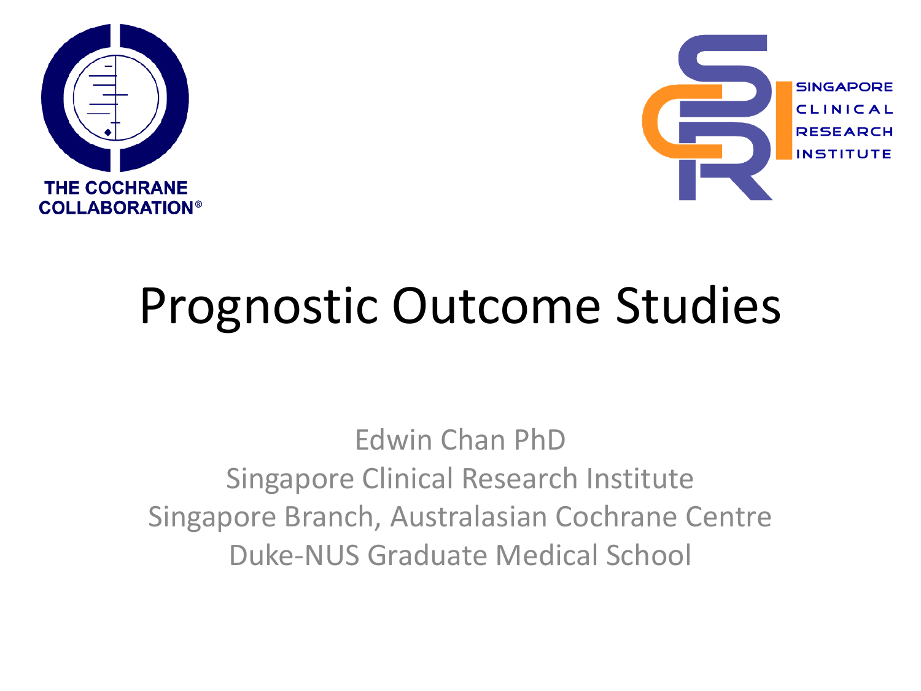THE COCHRANE COLLABORATION®

SINGAPORE CLINICAL RESEARCH INSTITUTE

# Prognostic Outcome Studies

Edwin Chan PhD
Singapore Clinical Research Institute
Singapore Branch, Australasian Cochrane Centre
Duke-NUS Graduate Medical School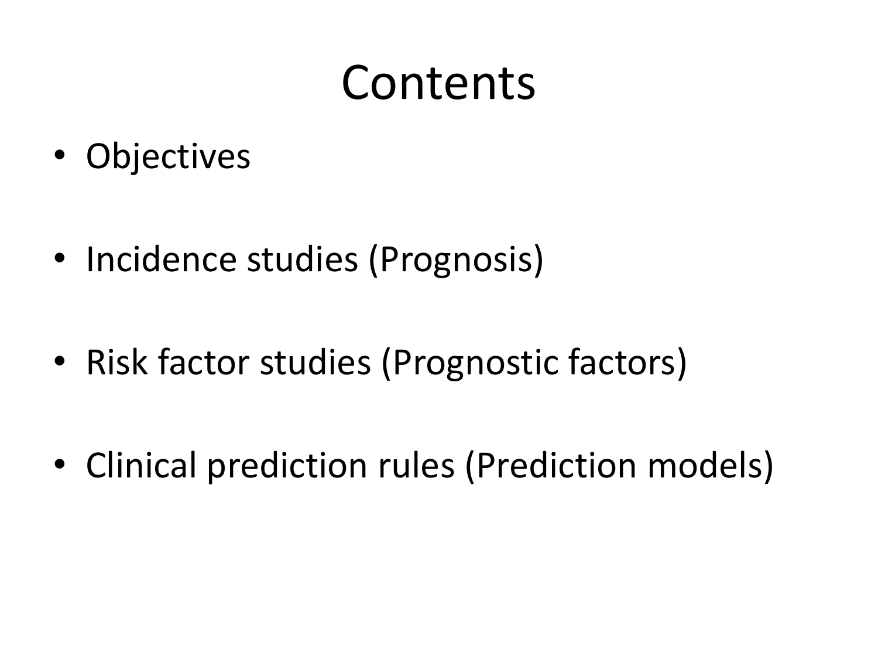# Contents

- Objectives
- Incidence studies (Prognosis)
- Risk factor studies (Prognostic factors)
- Clinical prediction rules (Prediction models)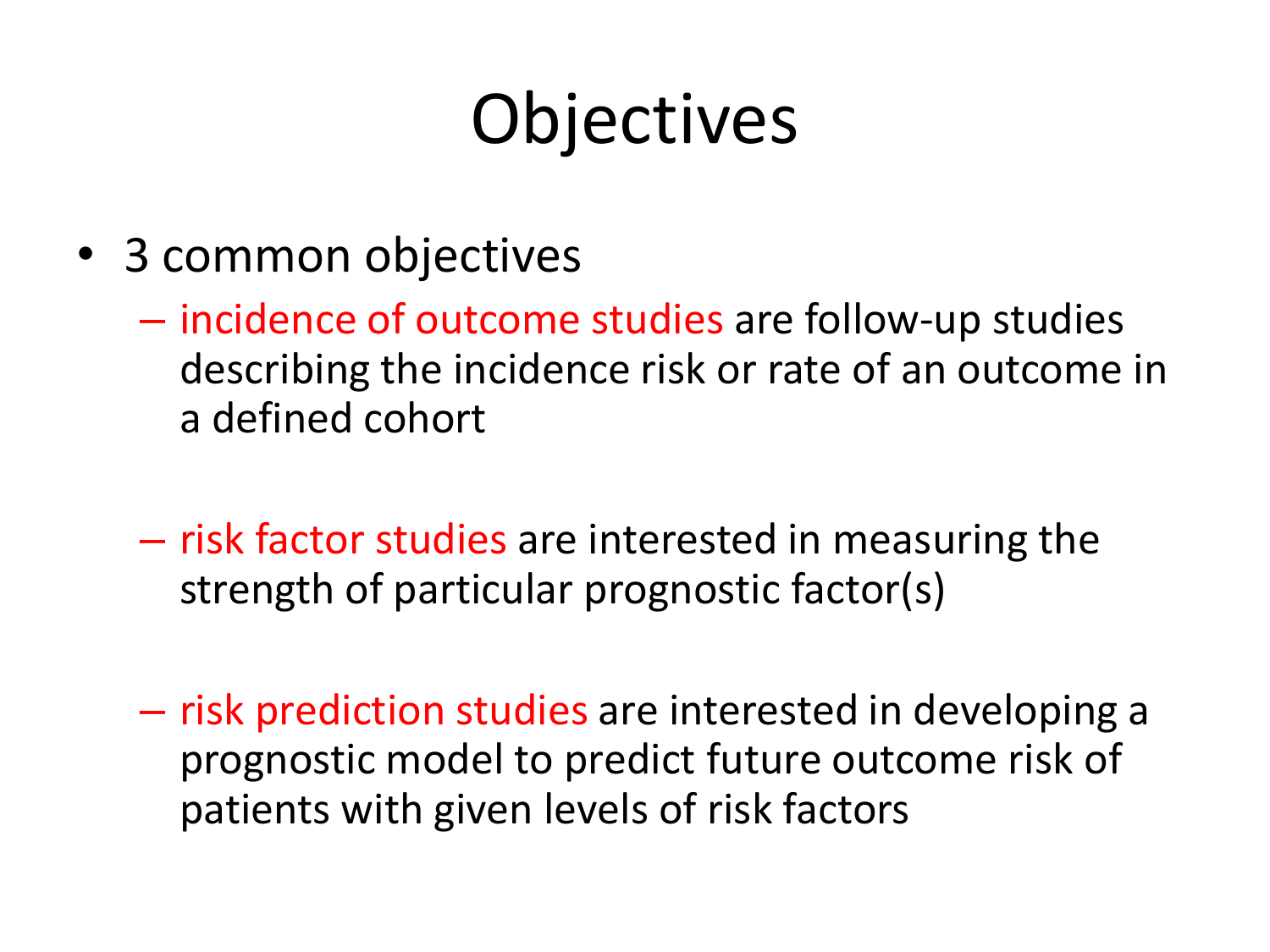# Objectives

- 3 common objectives
  - incidence of outcome studies are follow-up studies describing the incidence risk or rate of an outcome in a defined cohort
  - risk factor studies are interested in measuring the strength of particular prognostic factor(s)
  - risk prediction studies are interested in developing a prognostic model to predict future outcome risk of patients with given levels of risk factors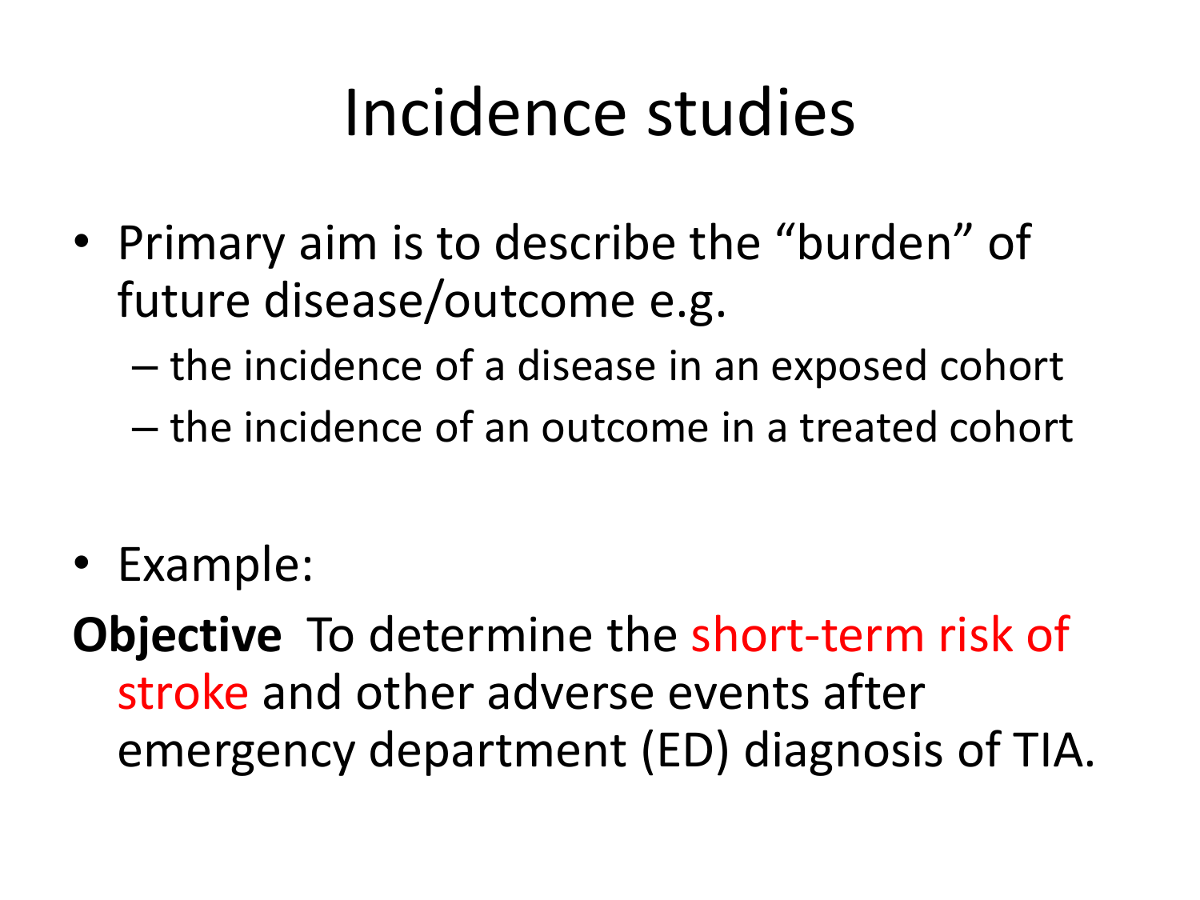# Incidence studies

- Primary aim is to describe the "burden" of future disease/outcome e.g.
  - the incidence of a disease in an exposed cohort
  - the incidence of an outcome in a treated cohort

- Example:

**Objective** To determine the short-term risk of stroke and other adverse events after emergency department (ED) diagnosis of TIA.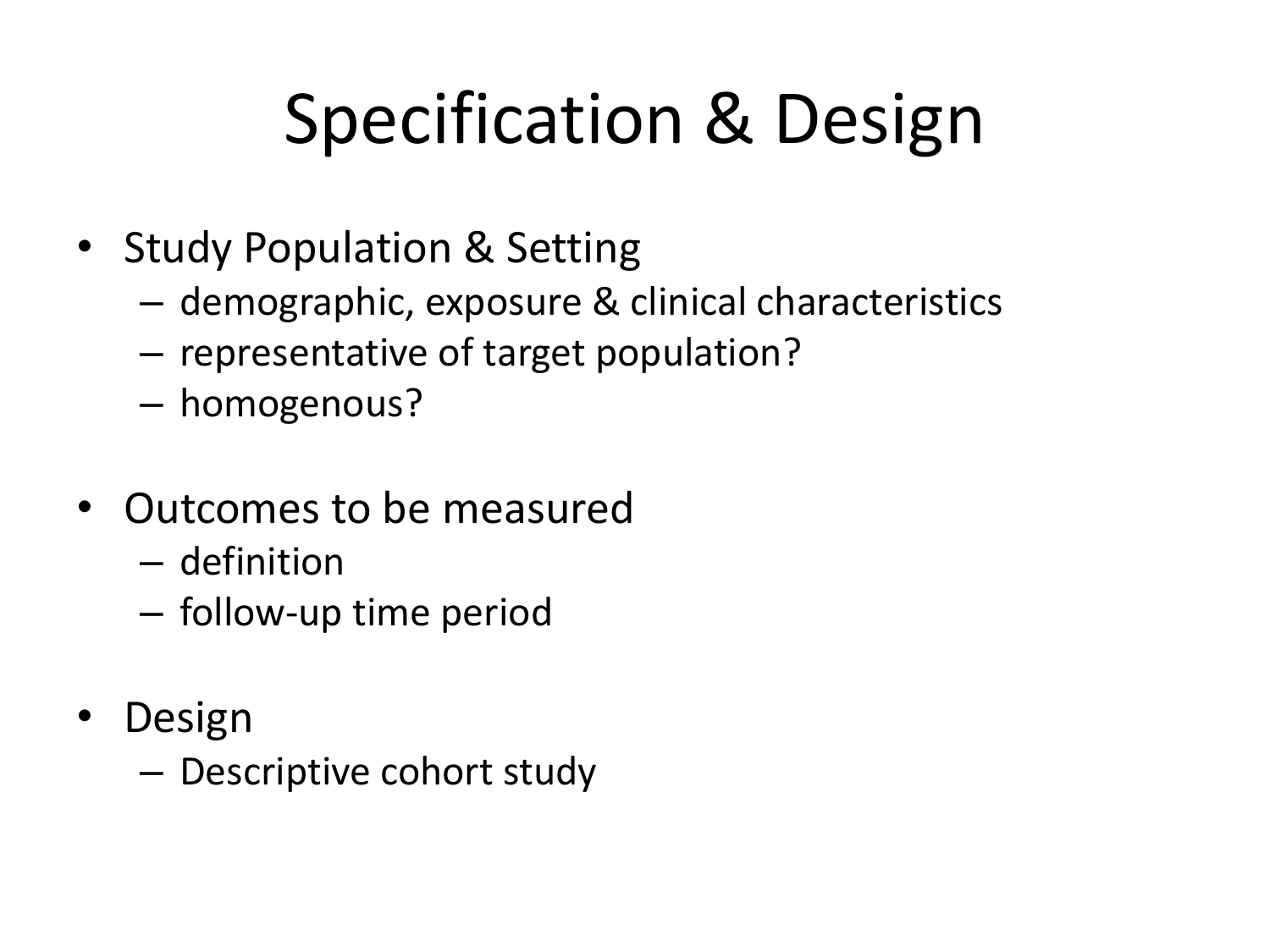# Specification & Design

- Study Population & Setting
  - demographic, exposure & clinical characteristics
  - representative of target population?
  - homogenous?
- Outcomes to be measured
  - definition
  - follow-up time period
- Design
  - Descriptive cohort study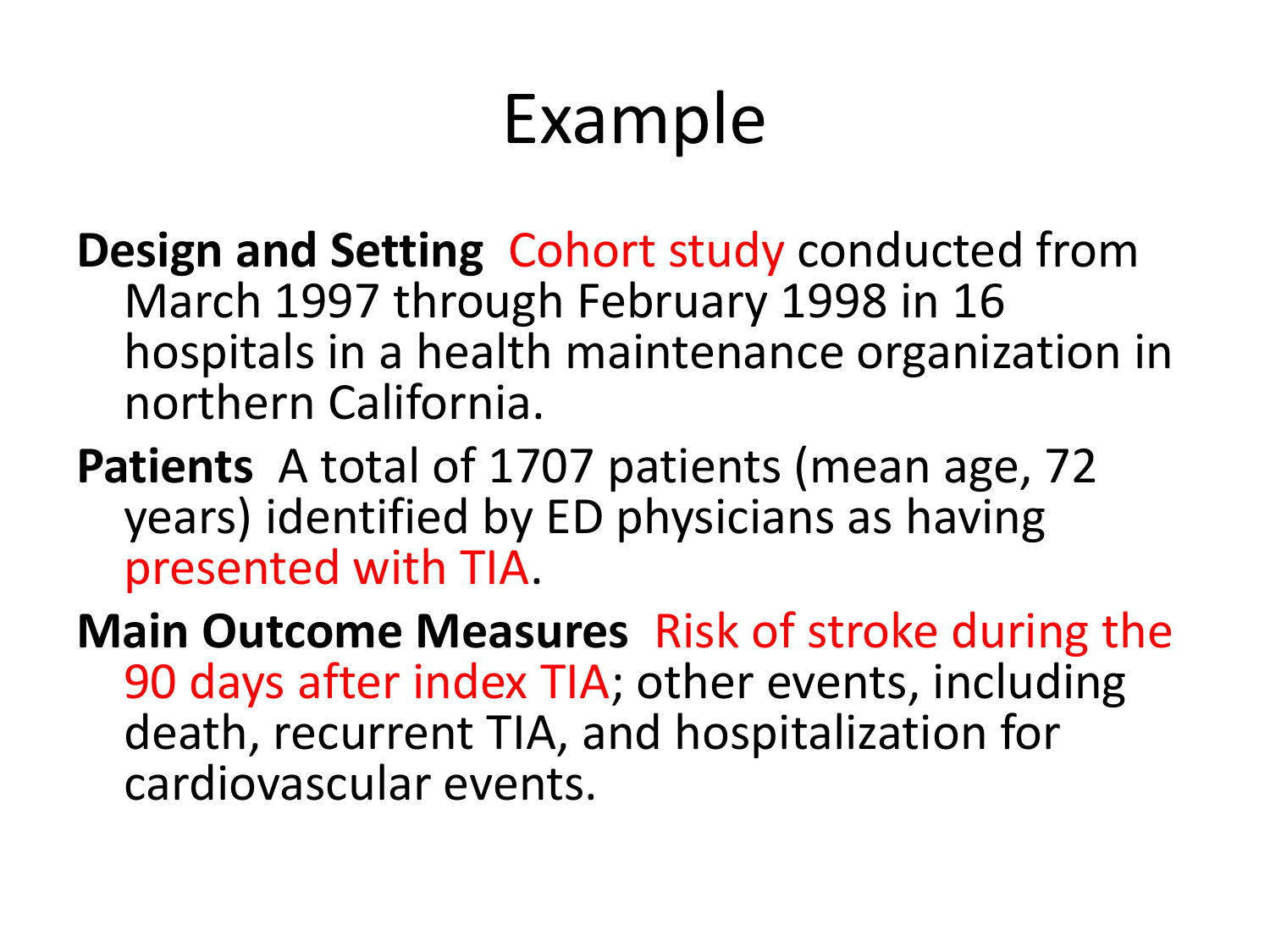# Example

**Design and Setting** Cohort study conducted from March 1997 through February 1998 in 16 hospitals in a health maintenance organization in northern California.

**Patients** A total of 1707 patients (mean age, 72 years) identified by ED physicians as having presented with TIA.

**Main Outcome Measures** Risk of stroke during the 90 days after index TIA; other events, including death, recurrent TIA, and hospitalization for cardiovascular events.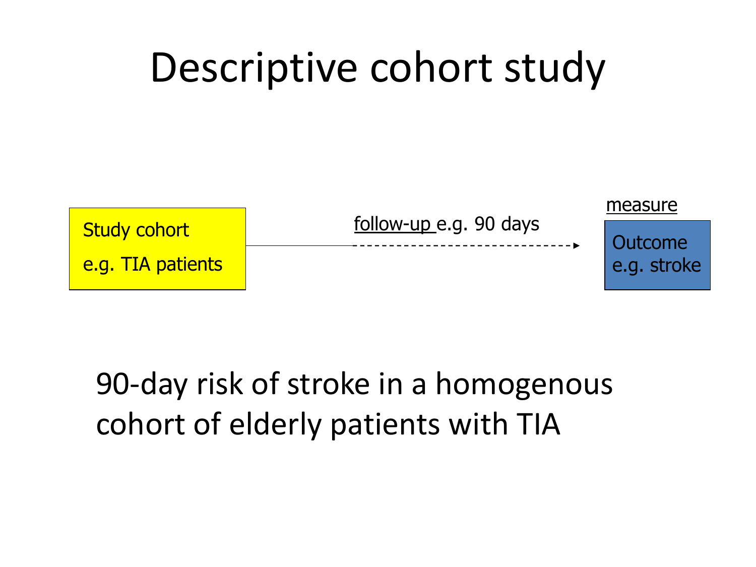# Descriptive cohort study

Study cohort
e.g. TIA patients

follow-up e.g. 90 days

measure

Outcome
e.g. stroke

90-day risk of stroke in a homogenous cohort of elderly patients with TIA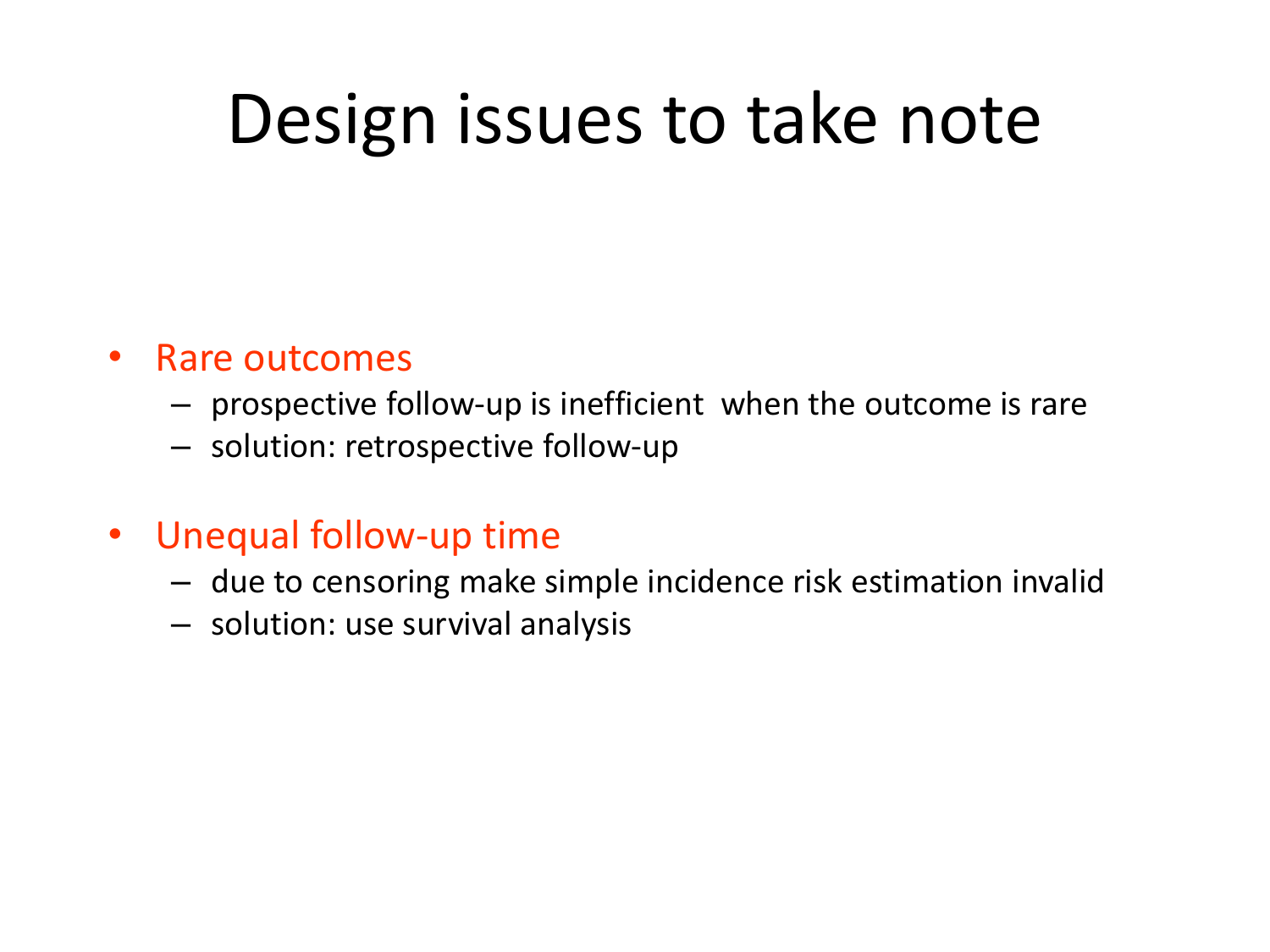# Design issues to take note

- Rare outcomes
  - prospective follow-up is inefficient when the outcome is rare
  - solution: retrospective follow-up
- Unequal follow-up time
  - due to censoring make simple incidence risk estimation invalid
  - solution: use survival analysis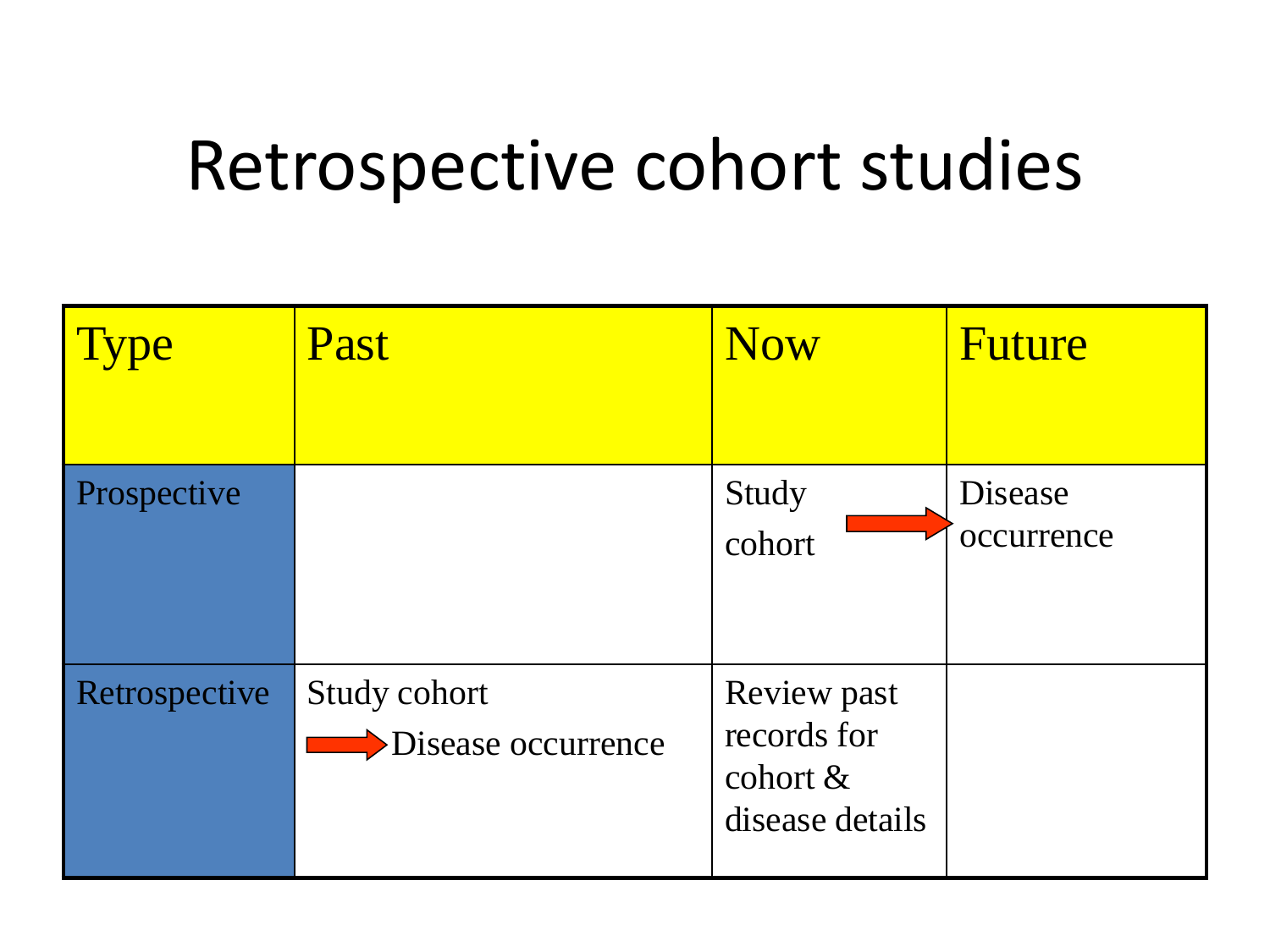# Retrospective cohort studies

| Type | Past | Now | Future |
|---|---|---|---|
| Prospective | | Study cohort → | Disease occurrence |
| Retrospective | Study cohort → Disease occurrence | Review past records for cohort & disease details | |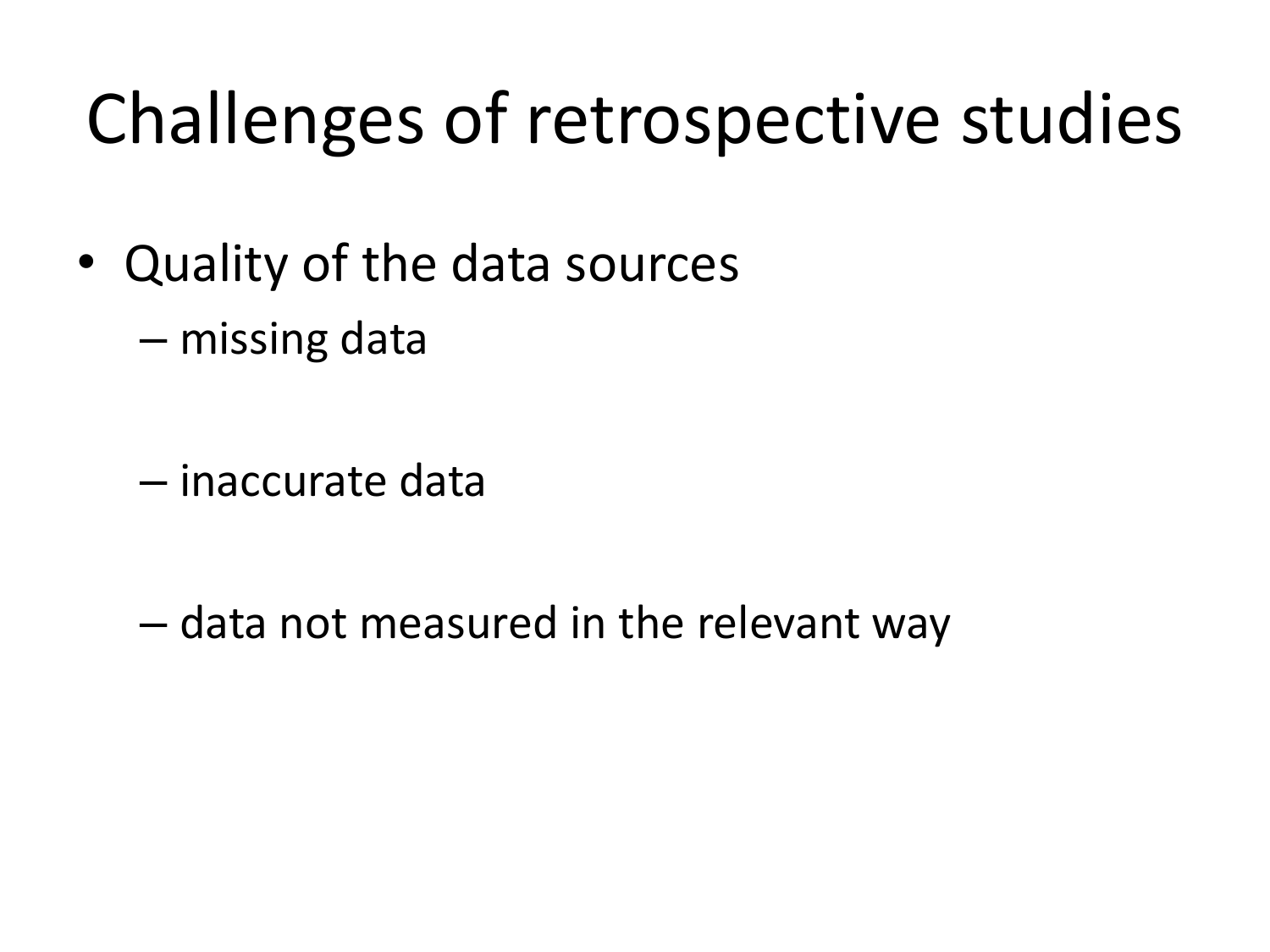# Challenges of retrospective studies

- Quality of the data sources
  - missing data
  - inaccurate data
  - data not measured in the relevant way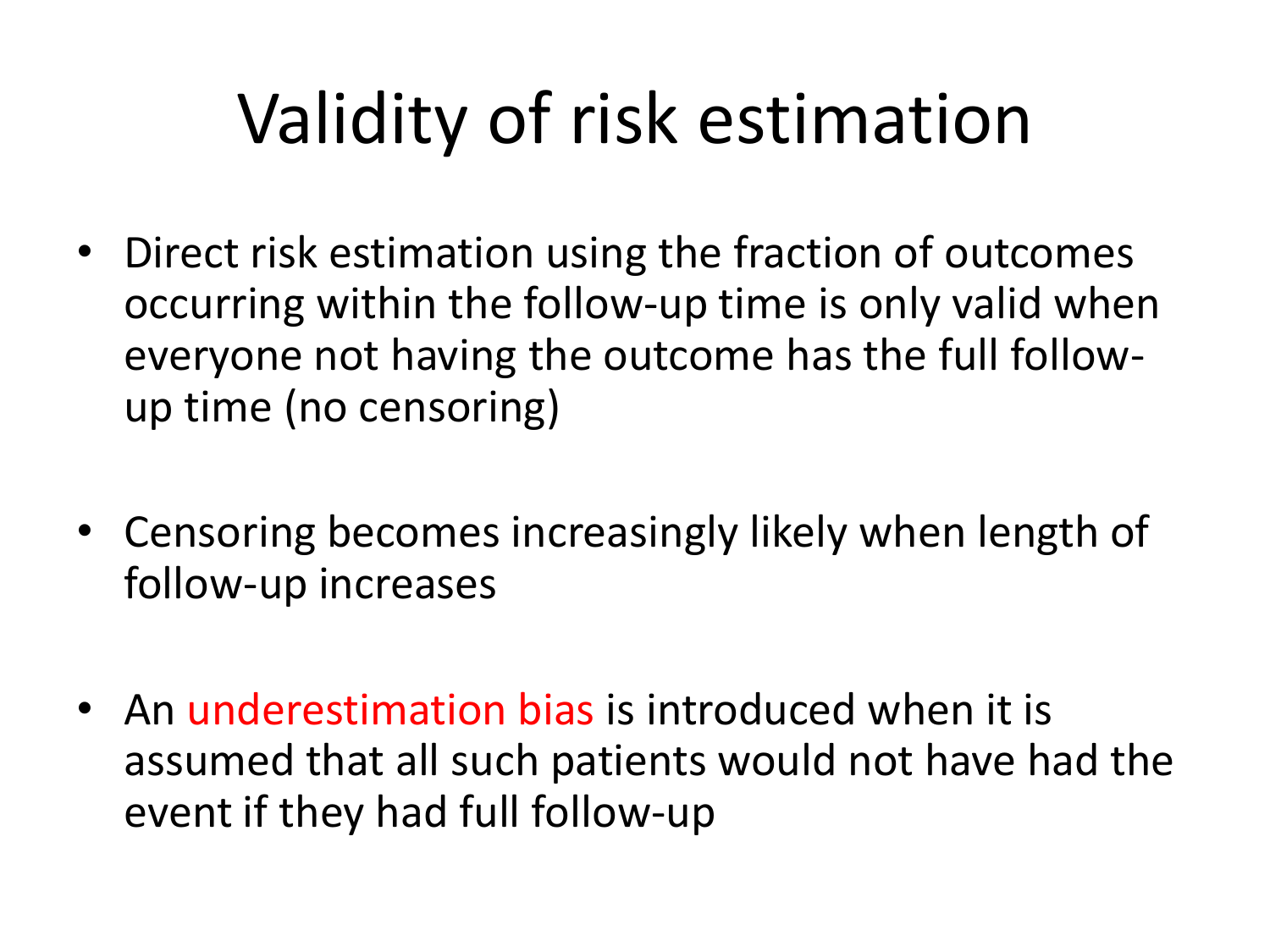# Validity of risk estimation

- Direct risk estimation using the fraction of outcomes occurring within the follow-up time is only valid when everyone not having the outcome has the full follow-up time (no censoring)

- Censoring becomes increasingly likely when length of follow-up increases

- An underestimation bias is introduced when it is assumed that all such patients would not have had the event if they had full follow-up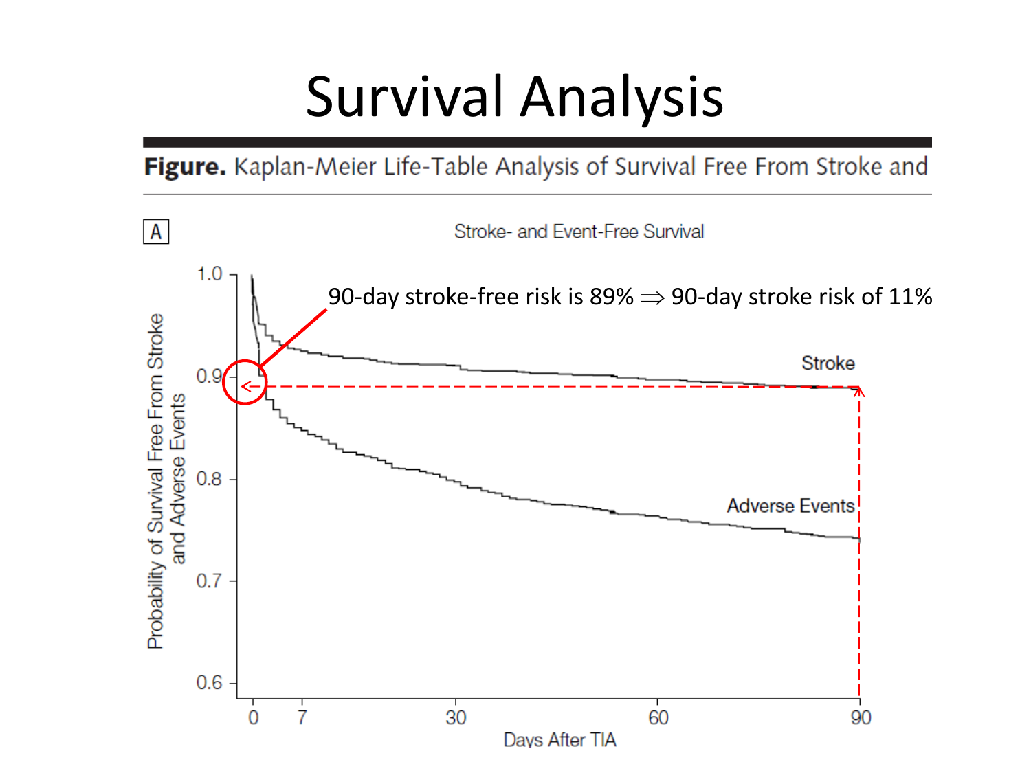# Survival Analysis

**Figure.** Kaplan-Meier Life-Table Analysis of Survival Free From Stroke and

A

Stroke- and Event-Free Survival

90-day stroke-free risk is 89% $\Rightarrow$ 90-day stroke risk of 11%

Probability of Survival Free From Stroke and Adverse Events

1.0

0.9

0.8

0.7

0.6

Stroke

Adverse Events

0 7 30 60 90

Days After TIA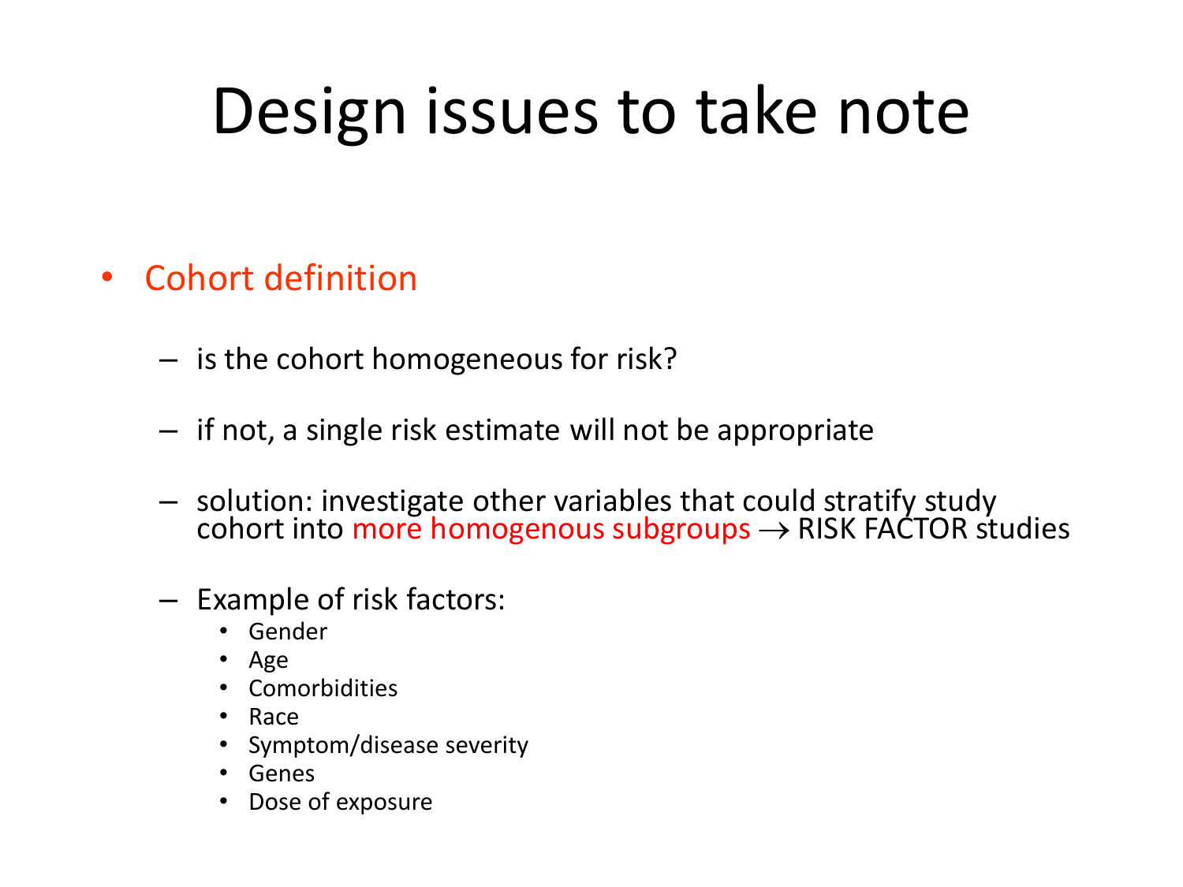# Design issues to take note

- Cohort definition
  - is the cohort homogeneous for risk?
  - if not, a single risk estimate will not be appropriate
  - solution: investigate other variables that could stratify study cohort into more homogenous subgroups → RISK FACTOR studies
  - Example of risk factors:
    - Gender
    - Age
    - Comorbidities
    - Race
    - Symptom/disease severity
    - Genes
    - Dose of exposure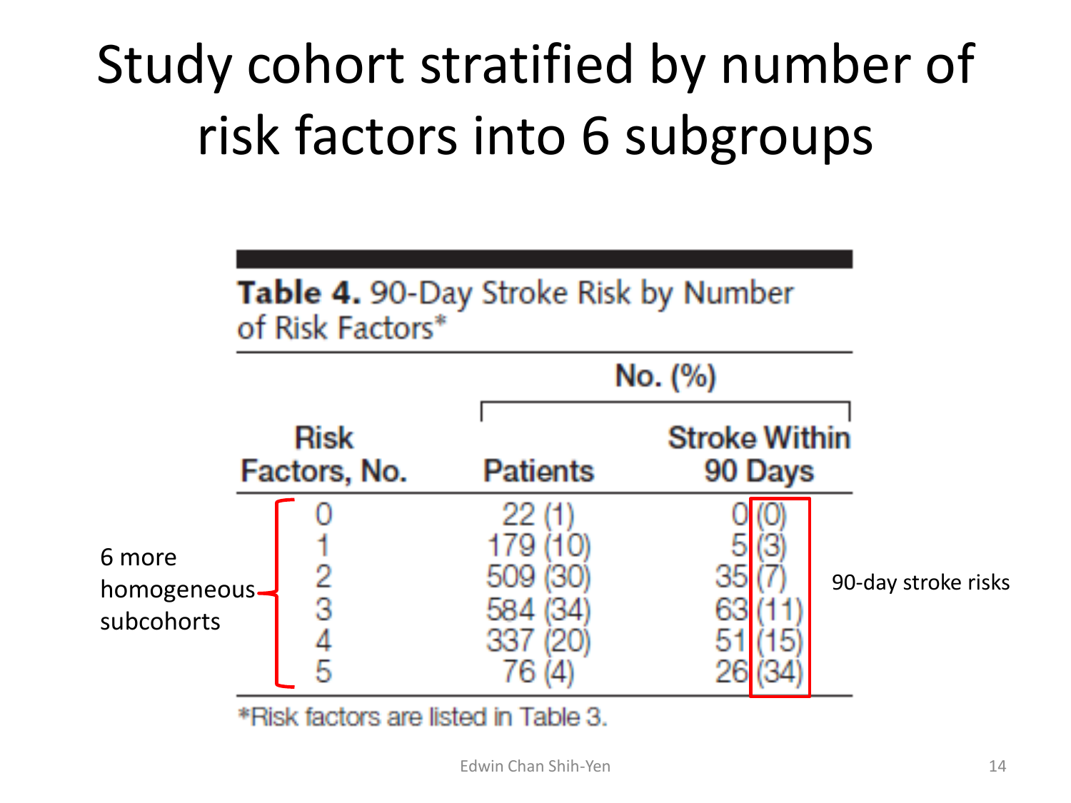# Study cohort stratified by number of risk factors into 6 subgroups

**Table 4.** 90-Day Stroke Risk by Number of Risk Factors*

| Risk Factors, No. | No. (%) | |
|---|---|---|
| | Patients | Stroke Within 90 Days |
| 0 | 22 (1) | 0 (0) |
| 1 | 179 (10) | 5 (3) |
| 2 | 509 (30) | 35 (7) |
| 3 | 584 (34) | 63 (11) |
| 4 | 337 (20) | 51 (15) |
| 5 | 76 (4) | 26 (34) |

*Risk factors are listed in Table 3.

6 more homogeneous subcohorts

90-day stroke risks

Edwin Chan Shih-Yen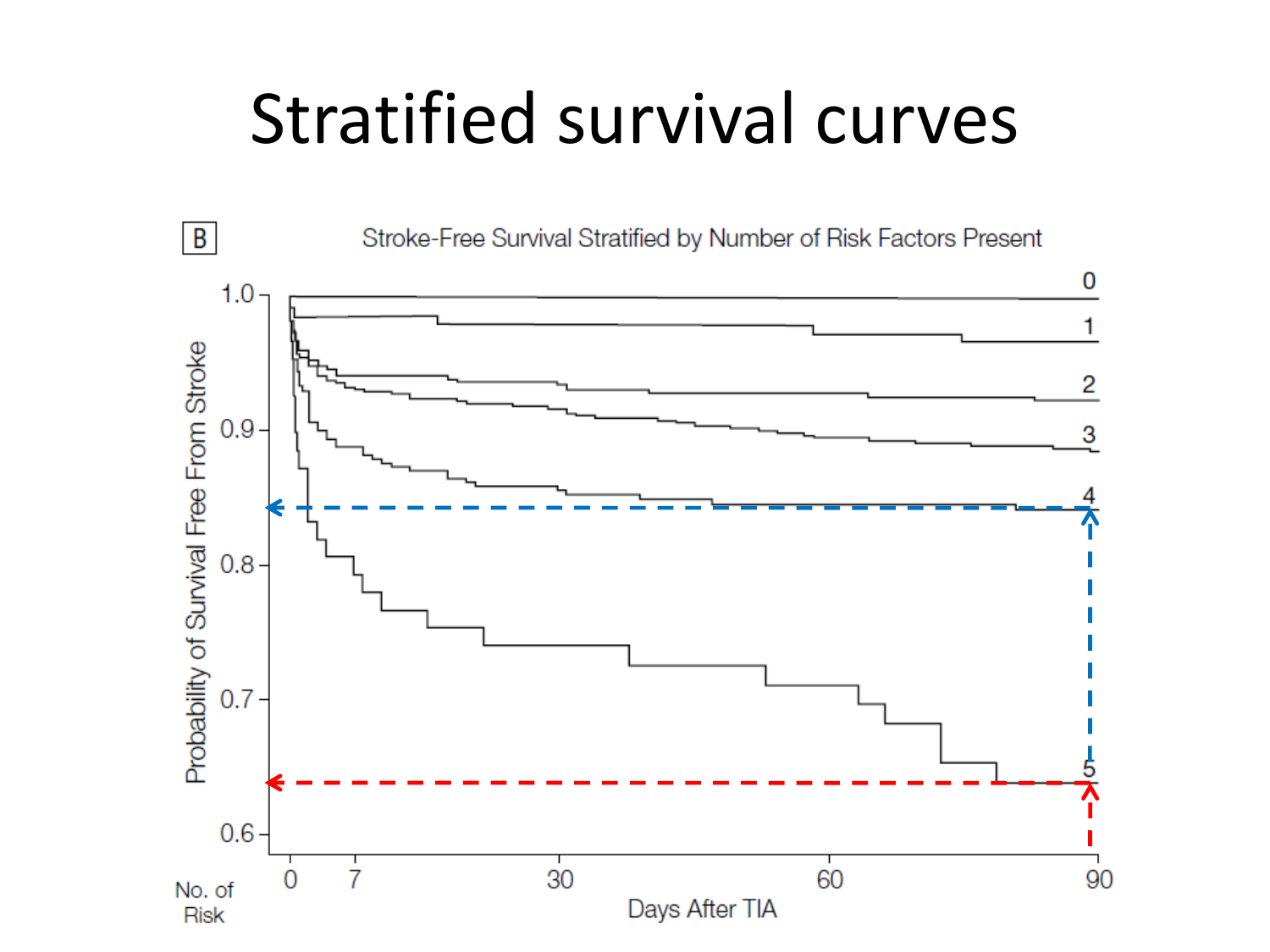# Stratified survival curves

B

Stroke-Free Survival Stratified by Number of Risk Factors Present

Probability of Survival Free From Stroke

1.0

0.9

0.8

0.7

0.6

0

1

2

3

4

5

0 7 30 60 90

Days After TIA

No. of Risk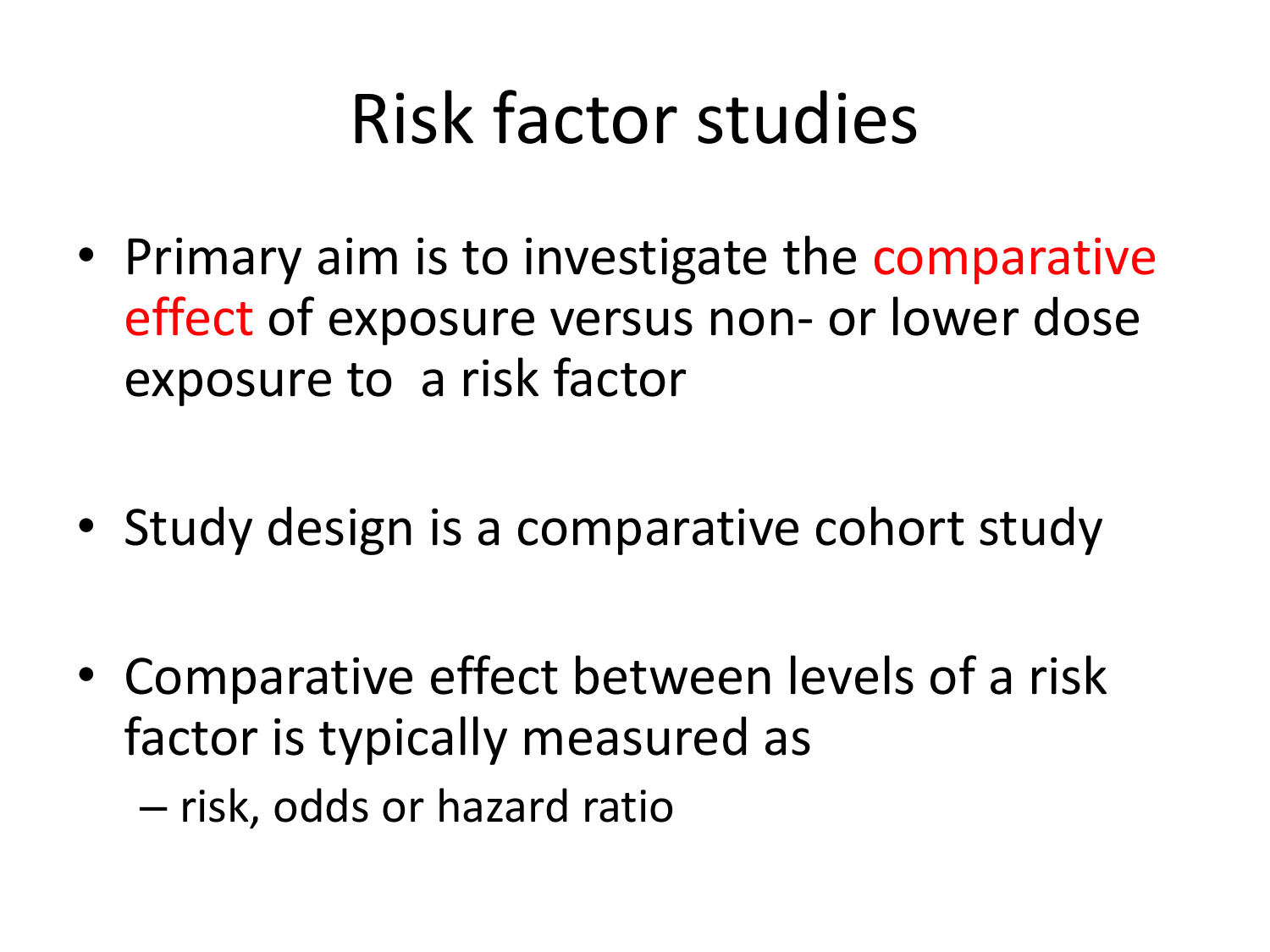# Risk factor studies

- Primary aim is to investigate the comparative effect of exposure versus non- or lower dose exposure to a risk factor

- Study design is a comparative cohort study

- Comparative effect between levels of a risk factor is typically measured as
  - risk, odds or hazard ratio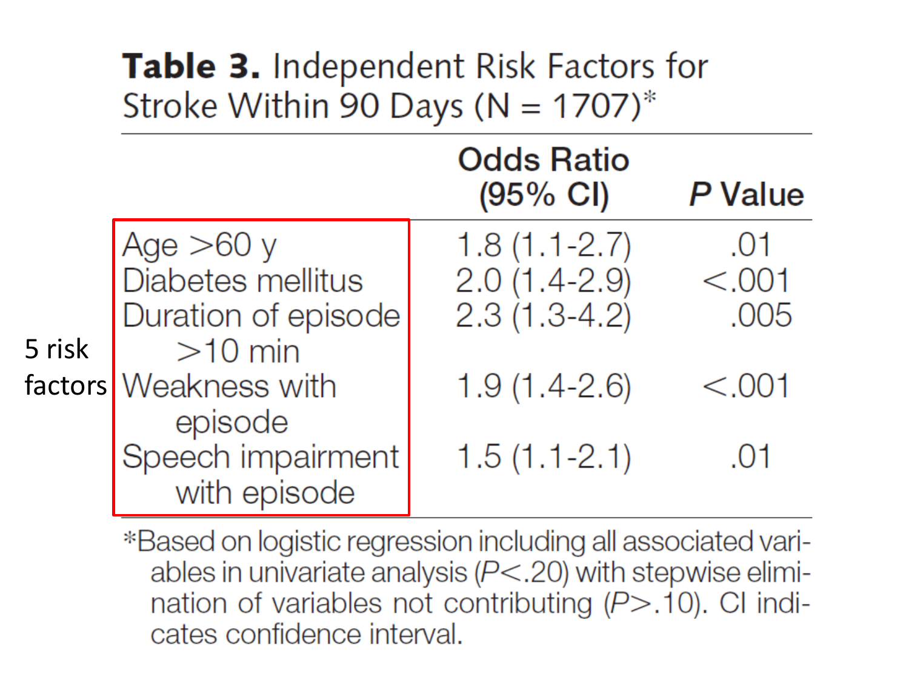**Table 3.** Independent Risk Factors for Stroke Within 90 Days (N = 1707)*

| | Odds Ratio (95% CI) | *P* Value |
|---|---|---|
| Age >60 y | 1.8 (1.1-2.7) | .01 |
| Diabetes mellitus | 2.0 (1.4-2.9) | <.001 |
| Duration of episode >10 min | 2.3 (1.3-4.2) | .005 |
| Weakness with episode | 1.9 (1.4-2.6) | <.001 |
| Speech impairment with episode | 1.5 (1.1-2.1) | .01 |

*Based on logistic regression including all associated variables in univariate analysis (*P*<.20) with stepwise elimination of variables not contributing (*P*>.10). CI indicates confidence interval.

5 risk factors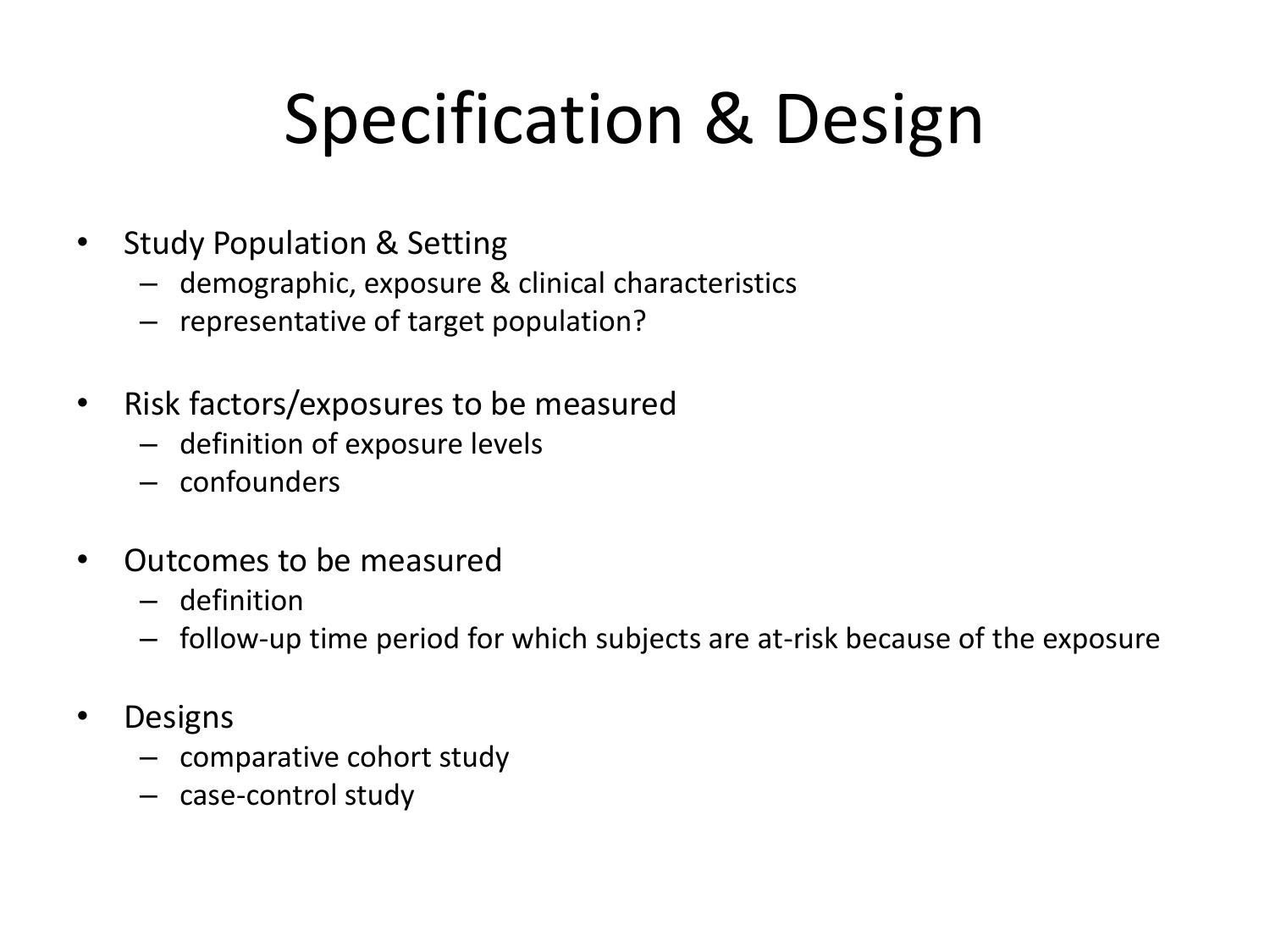# Specification & Design

- Study Population & Setting
  - demographic, exposure & clinical characteristics
  - representative of target population?
- Risk factors/exposures to be measured
  - definition of exposure levels
  - confounders
- Outcomes to be measured
  - definition
  - follow-up time period for which subjects are at-risk because of the exposure
- Designs
  - comparative cohort study
  - case-control study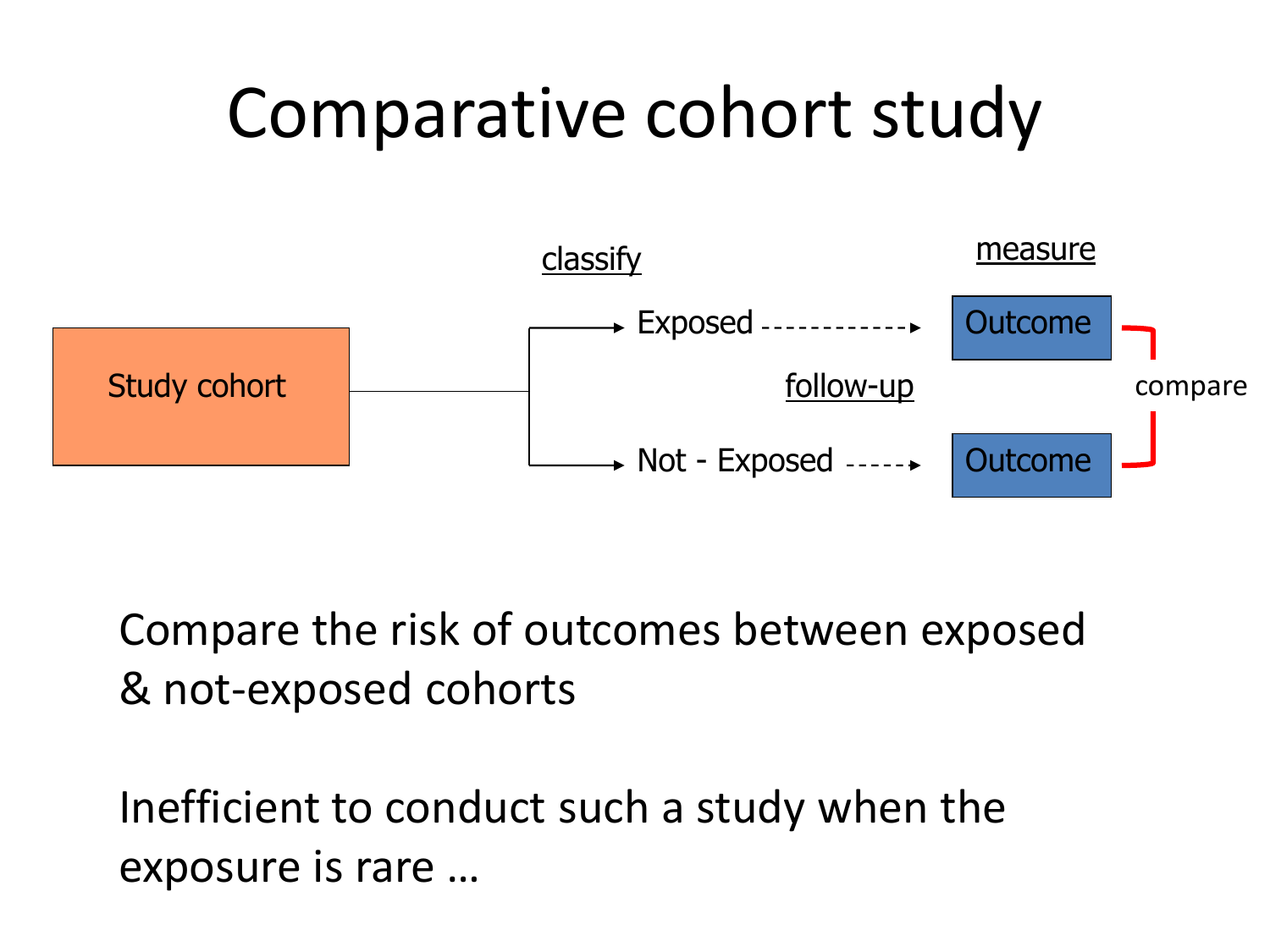# Comparative cohort study

Study cohort → classify → Exposed → follow-up → Outcome (measure)

Study cohort → classify → Not - Exposed → follow-up → Outcome (measure)

compare

Compare the risk of outcomes between exposed & not-exposed cohorts

Inefficient to conduct such a study when the exposure is rare …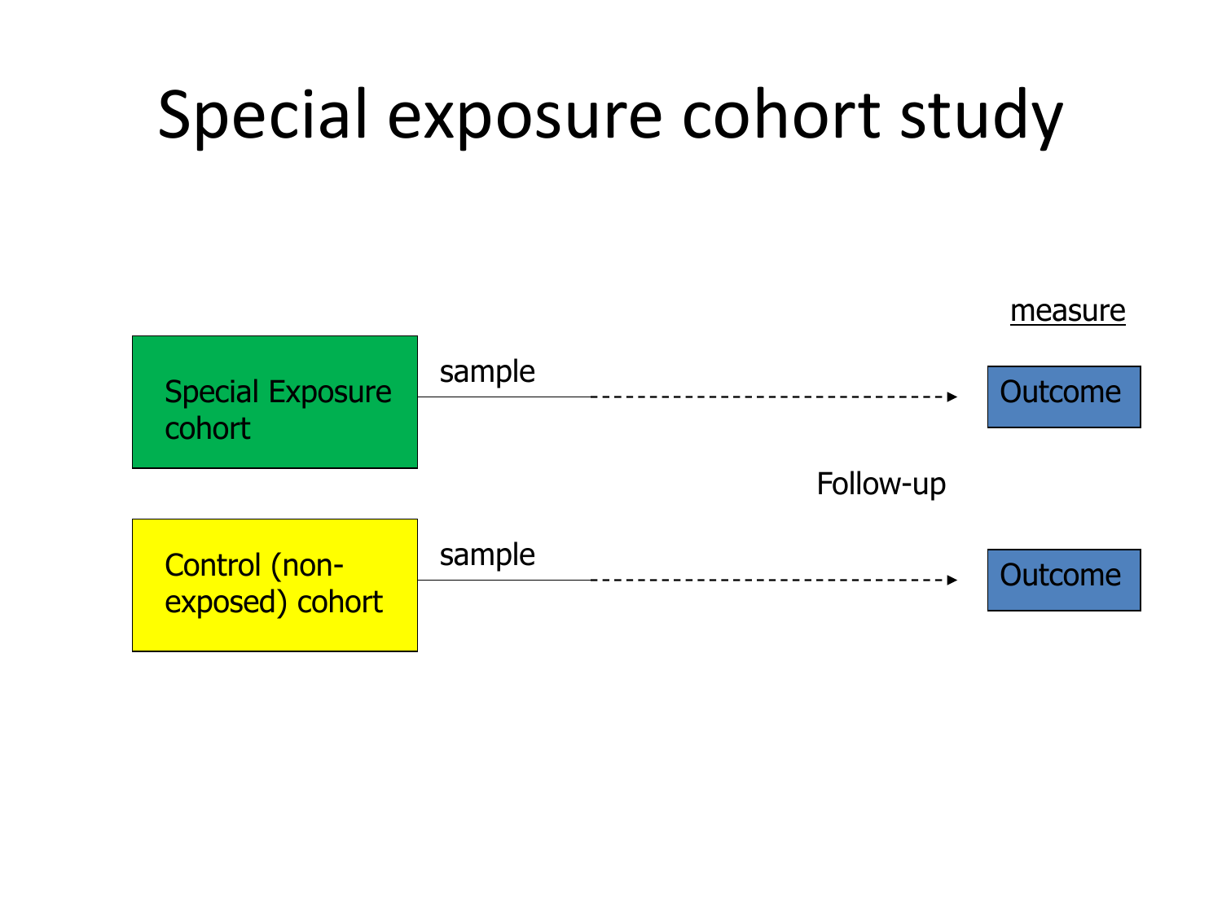# Special exposure cohort study

measure

Special Exposure cohort — sample → Outcome

Follow-up

Control (non-exposed) cohort — sample → Outcome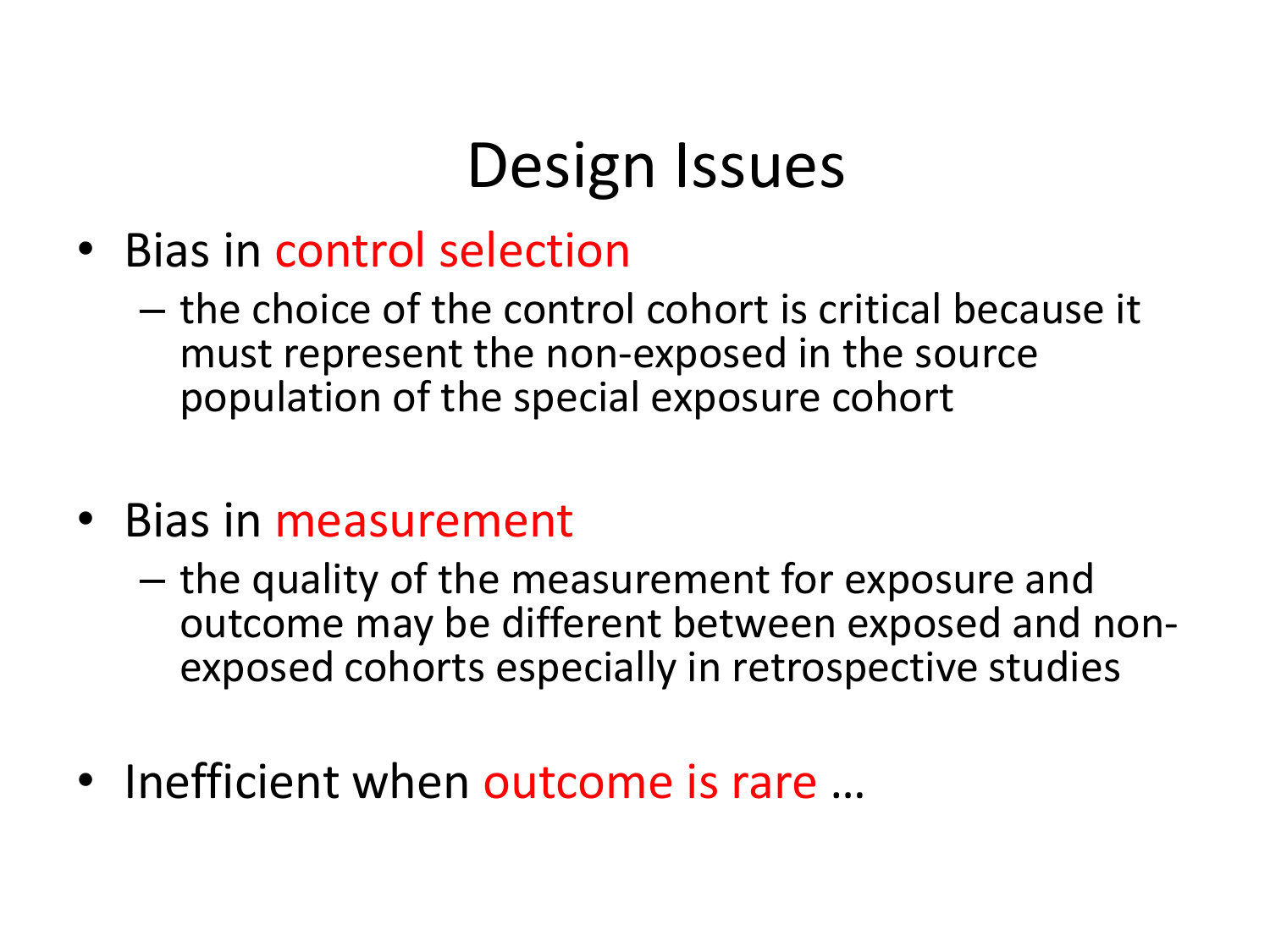# Design Issues

- Bias in control selection
  - the choice of the control cohort is critical because it must represent the non-exposed in the source population of the special exposure cohort

- Bias in measurement
  - the quality of the measurement for exposure and outcome may be different between exposed and non-exposed cohorts especially in retrospective studies

- Inefficient when outcome is rare …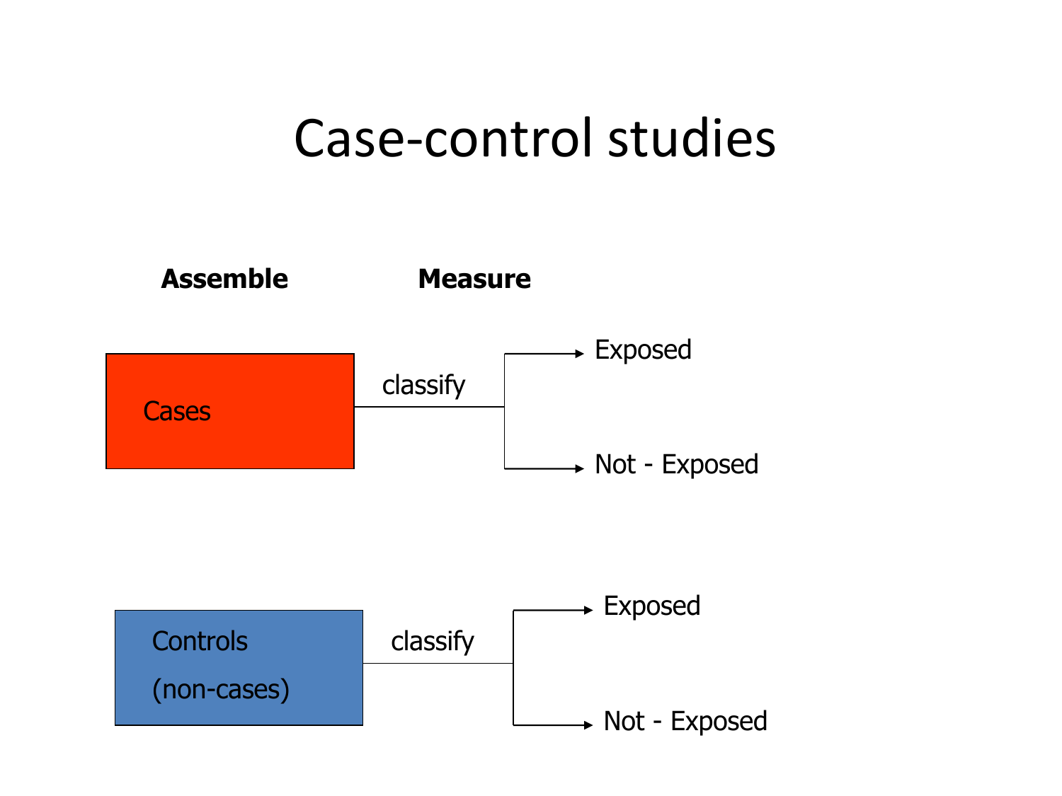# Case-control studies

**Assemble** **Measure**

Cases — classify → Exposed / Not - Exposed

Controls (non-cases) — classify → Exposed / Not - Exposed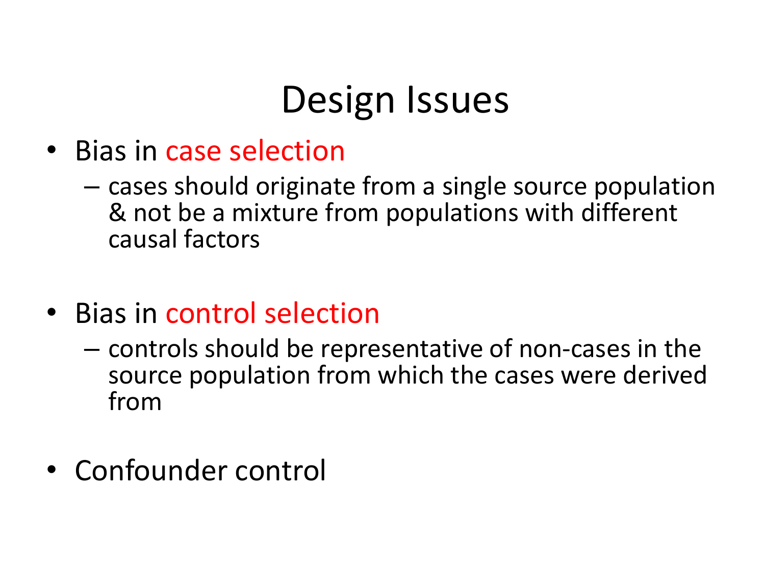# Design Issues

- Bias in case selection
  - cases should originate from a single source population & not be a mixture from populations with different causal factors

- Bias in control selection
  - controls should be representative of non-cases in the source population from which the cases were derived from

- Confounder control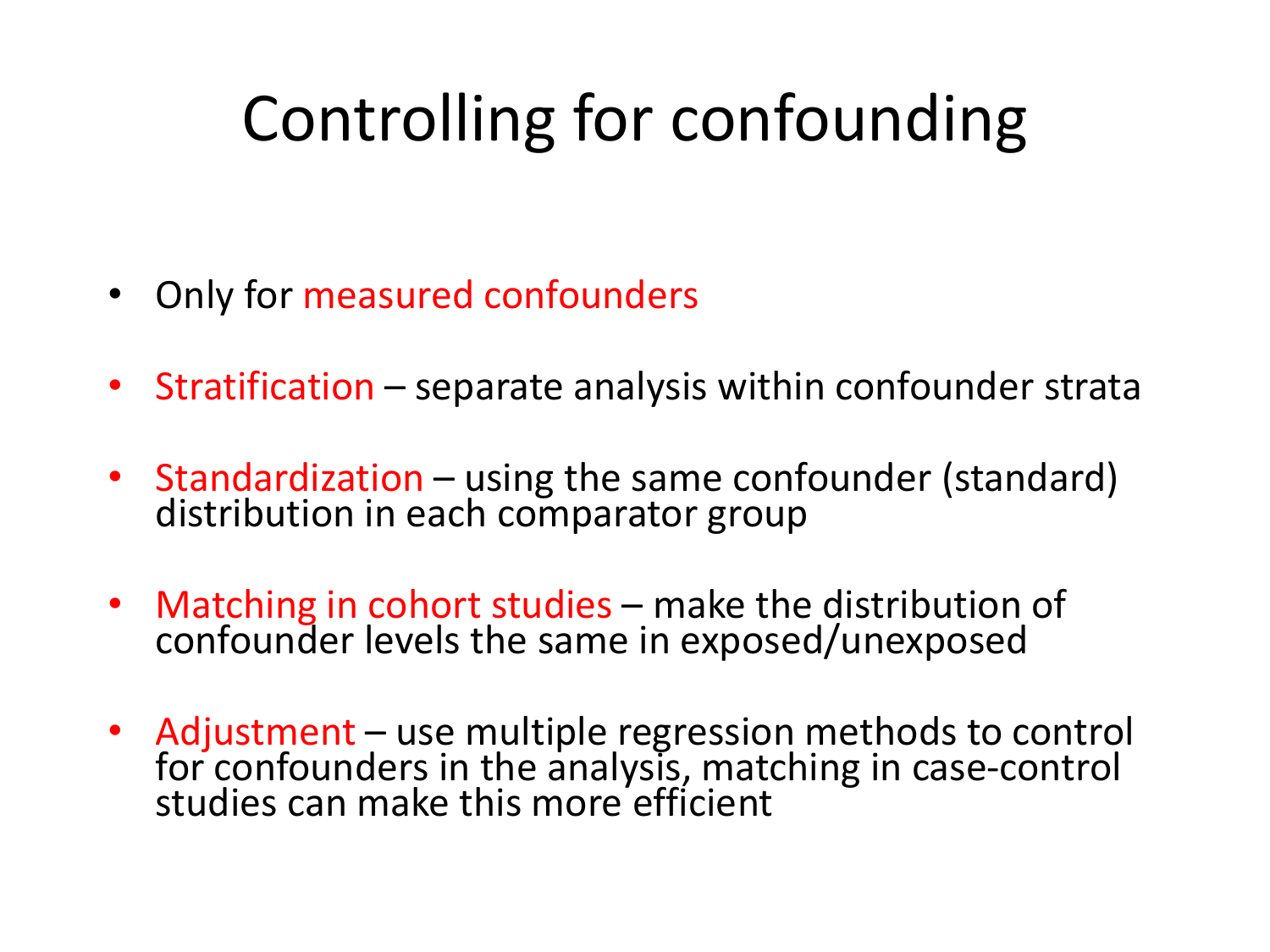# Controlling for confounding

- Only for measured confounders
- Stratification – separate analysis within confounder strata
- Standardization – using the same confounder (standard) distribution in each comparator group
- Matching in cohort studies – make the distribution of confounder levels the same in exposed/unexposed
- Adjustment – use multiple regression methods to control for confounders in the analysis, matching in case-control studies can make this more efficient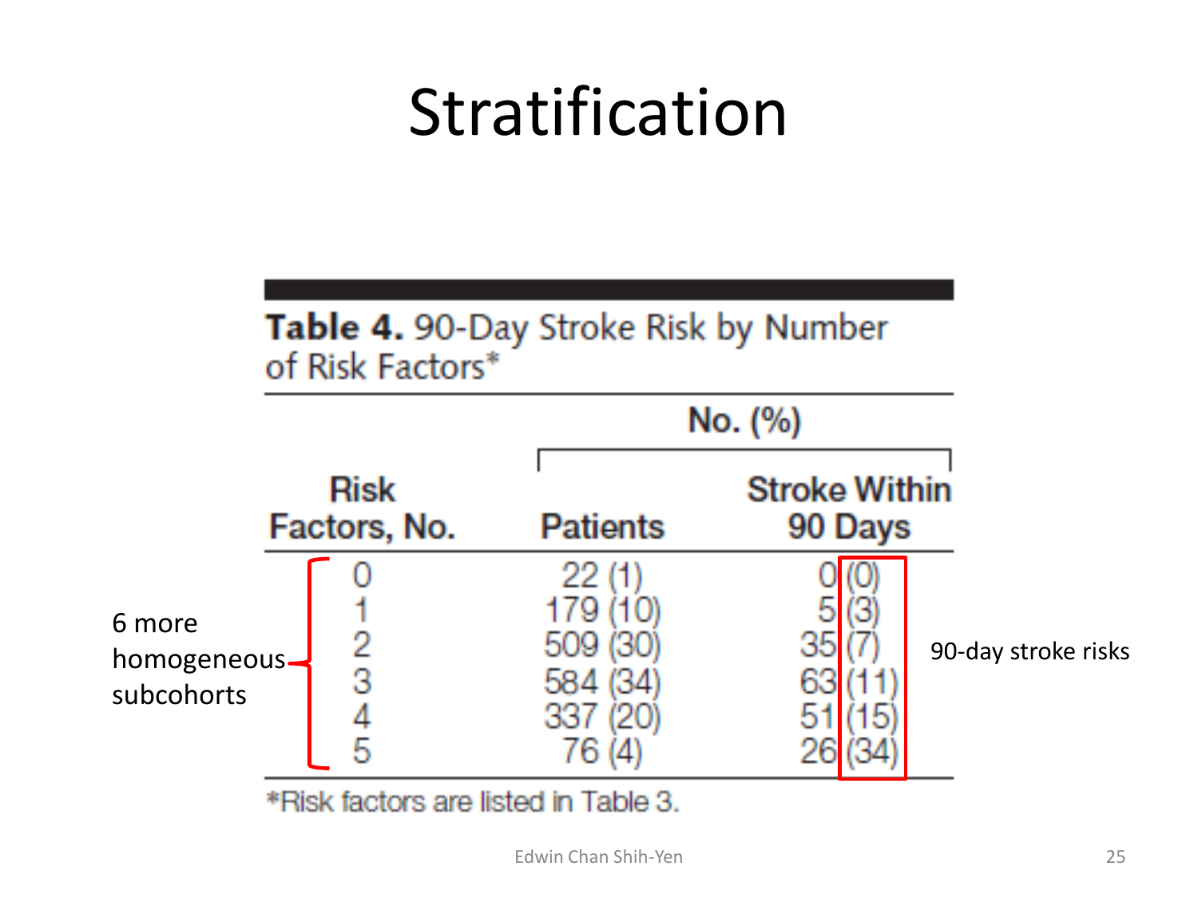# Stratification

**Table 4.** 90-Day Stroke Risk by Number of Risk Factors*

| Risk Factors, No. | No. (%) | |
|---|---|---|
| | Patients | Stroke Within 90 Days |
| 0 | 22 (1) | 0 (0) |
| 1 | 179 (10) | 5 (3) |
| 2 | 509 (30) | 35 (7) |
| 3 | 584 (34) | 63 (11) |
| 4 | 337 (20) | 51 (15) |
| 5 | 76 (4) | 26 (34) |

*Risk factors are listed in Table 3.

6 more homogeneous subcohorts

90-day stroke risks

Edwin Chan Shih-Yen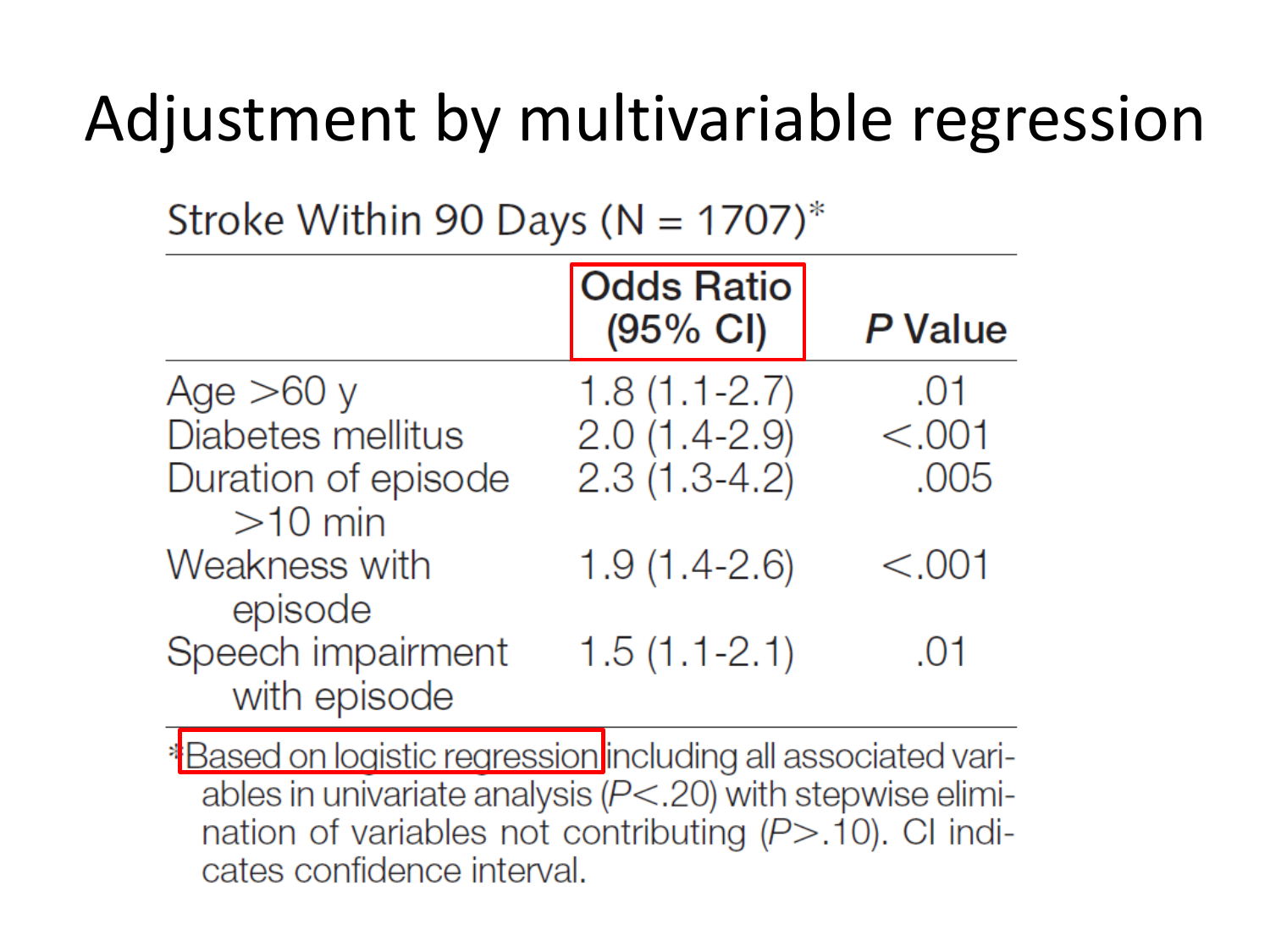# Adjustment by multivariable regression

Stroke Within 90 Days (N = 1707)*

| | Odds Ratio (95% CI) | *P* Value |
|---|---|---|
| Age >60 y | 1.8 (1.1-2.7) | .01 |
| Diabetes mellitus | 2.0 (1.4-2.9) | <.001 |
| Duration of episode >10 min | 2.3 (1.3-4.2) | .005 |
| Weakness with episode | 1.9 (1.4-2.6) | <.001 |
| Speech impairment with episode | 1.5 (1.1-2.1) | .01 |

*Based on logistic regression including all associated variables in univariate analysis (*P*<.20) with stepwise elimination of variables not contributing (*P*>.10). CI indicates confidence interval.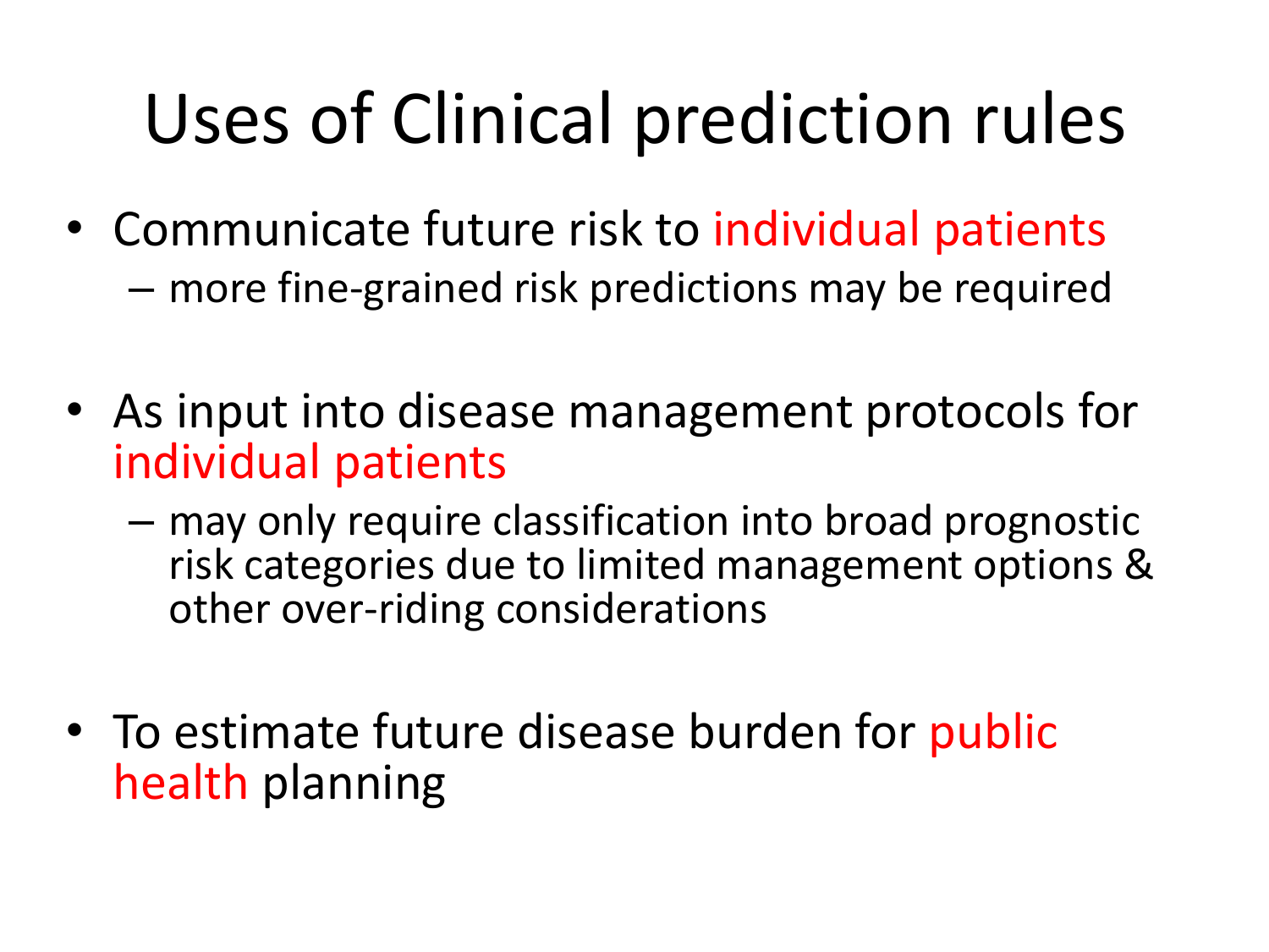# Uses of Clinical prediction rules

- Communicate future risk to individual patients
  - more fine-grained risk predictions may be required

- As input into disease management protocols for individual patients
  - may only require classification into broad prognostic risk categories due to limited management options & other over-riding considerations

- To estimate future disease burden for public health planning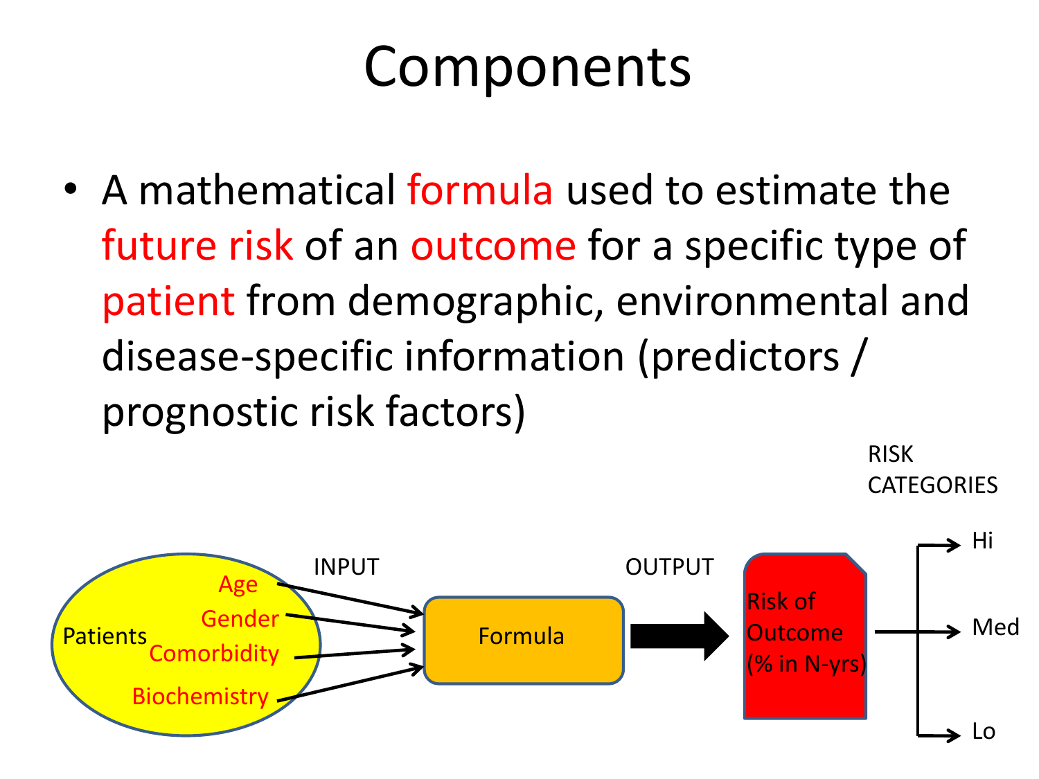# Components

- A mathematical formula used to estimate the future risk of an outcome for a specific type of patient from demographic, environmental and disease-specific information (predictors / prognostic risk factors)

Patients: Age, Gender, Comorbidity, Biochemistry → INPUT → Formula → OUTPUT → Risk of Outcome (% in N-yrs) → RISK CATEGORIES: Hi, Med, Lo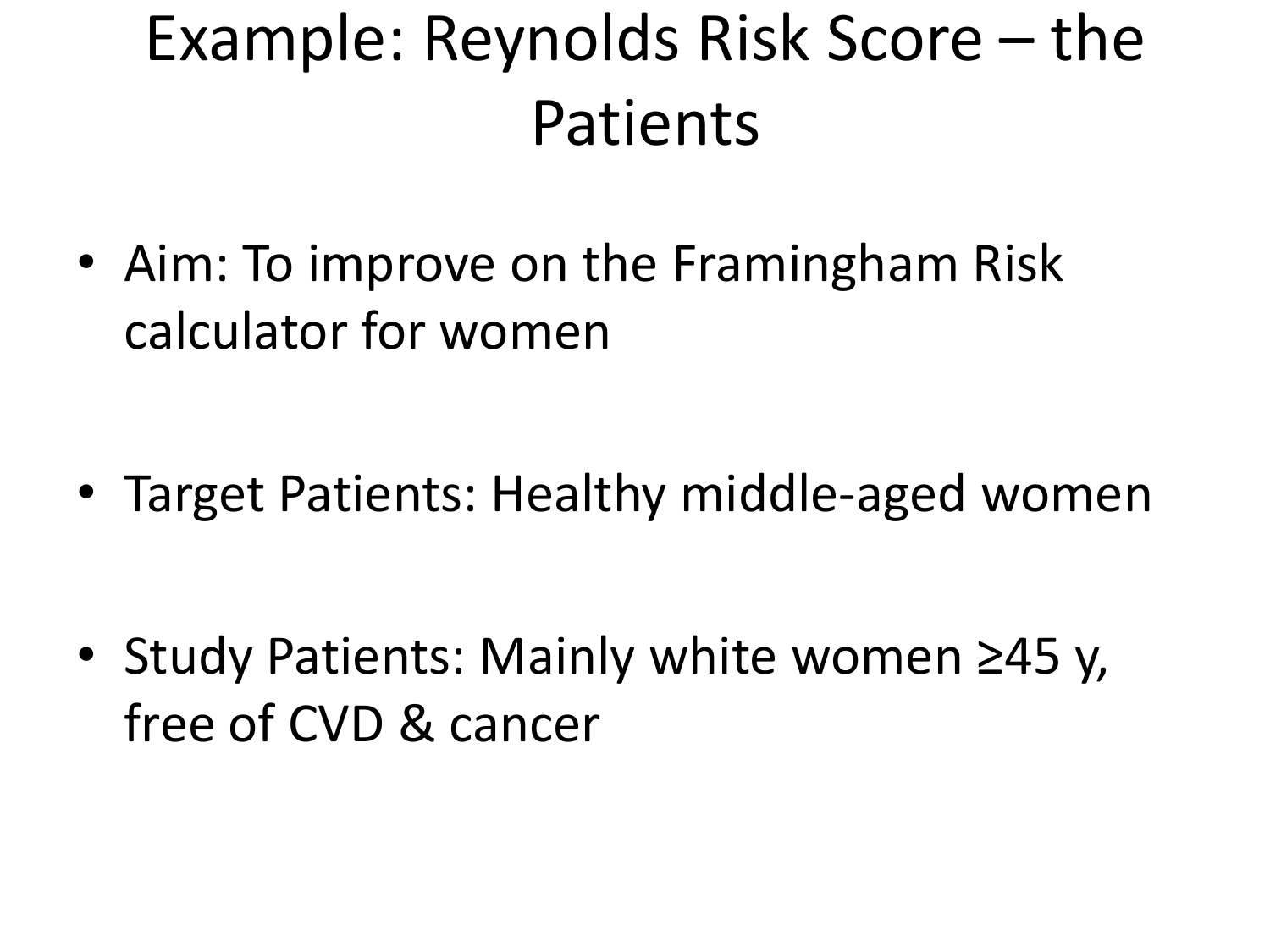# Example: Reynolds Risk Score – the Patients

- Aim: To improve on the Framingham Risk calculator for women

- Target Patients: Healthy middle-aged women

- Study Patients: Mainly white women ≥45 y, free of CVD & cancer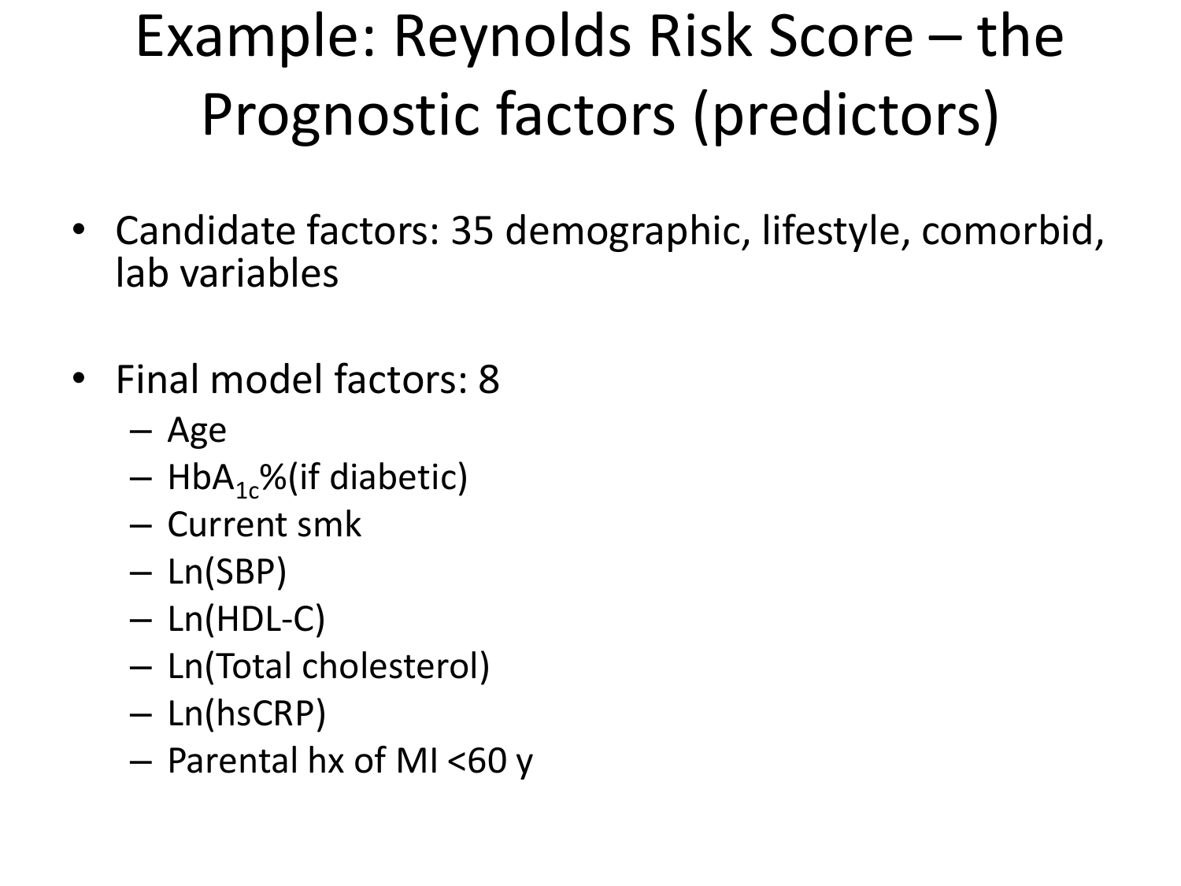# Example: Reynolds Risk Score – the Prognostic factors (predictors)

- Candidate factors: 35 demographic, lifestyle, comorbid, lab variables
- Final model factors: 8
  - Age
  - $HbA_{1c}$%(if diabetic)
  - Current smk
  - Ln(SBP)
  - Ln(HDL-C)
  - Ln(Total cholesterol)
  - Ln(hsCRP)
  - Parental hx of MI <60 y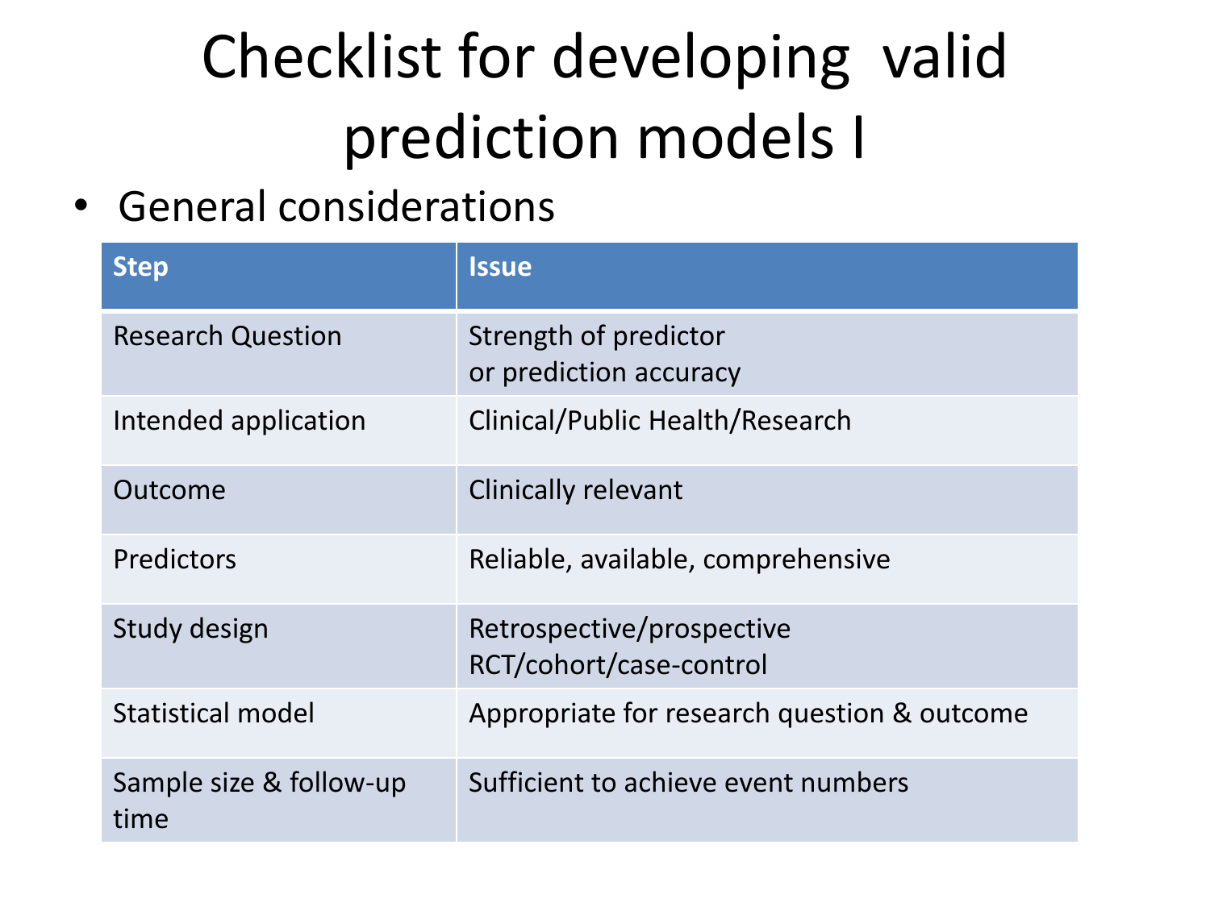# Checklist for developing valid prediction models I

- General considerations

| Step | Issue |
|---|---|
| Research Question | Strength of predictor or prediction accuracy |
| Intended application | Clinical/Public Health/Research |
| Outcome | Clinically relevant |
| Predictors | Reliable, available, comprehensive |
| Study design | Retrospective/prospective RCT/cohort/case-control |
| Statistical model | Appropriate for research question & outcome |
| Sample size & follow-up time | Sufficient to achieve event numbers |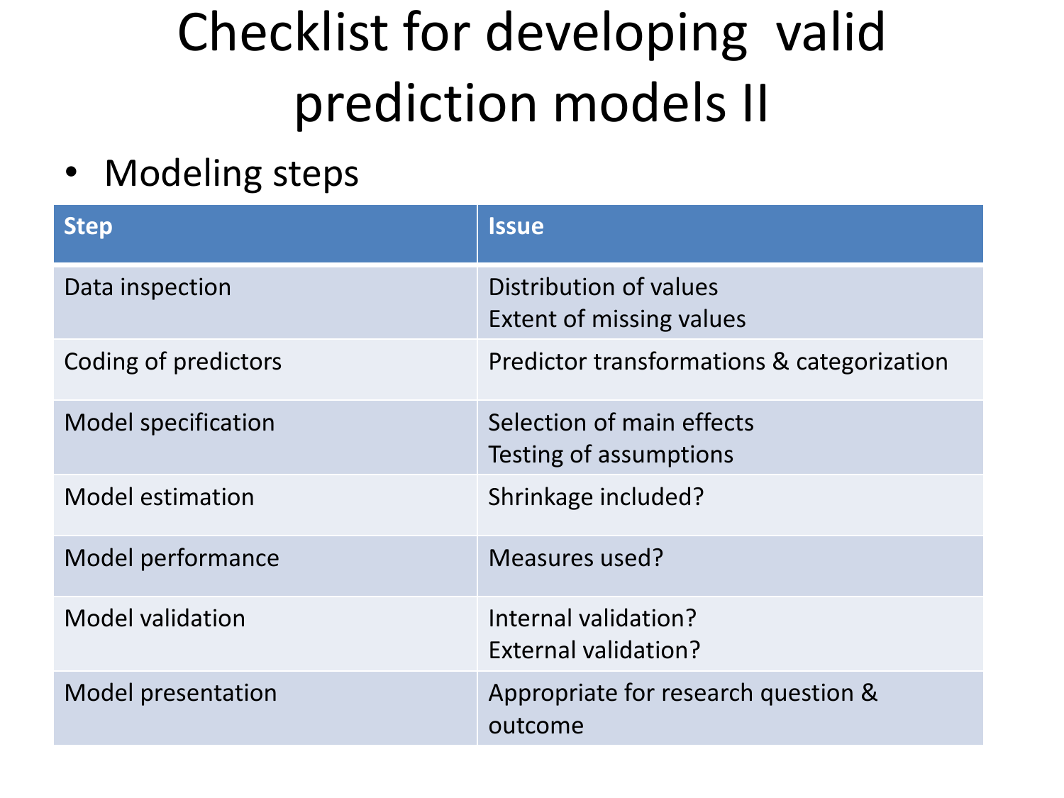# Checklist for developing valid prediction models II

- Modeling steps

| Step | Issue |
|---|---|
| Data inspection | Distribution of values<br>Extent of missing values |
| Coding of predictors | Predictor transformations & categorization |
| Model specification | Selection of main effects<br>Testing of assumptions |
| Model estimation | Shrinkage included? |
| Model performance | Measures used? |
| Model validation | Internal validation?<br>External validation? |
| Model presentation | Appropriate for research question & outcome |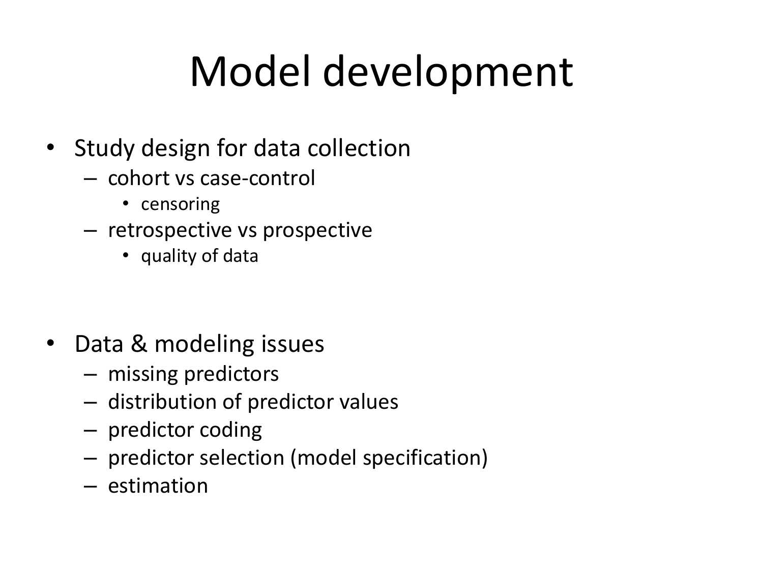# Model development

- Study design for data collection
  - cohort vs case-control
    - censoring
  - retrospective vs prospective
    - quality of data

- Data & modeling issues
  - missing predictors
  - distribution of predictor values
  - predictor coding
  - predictor selection (model specification)
  - estimation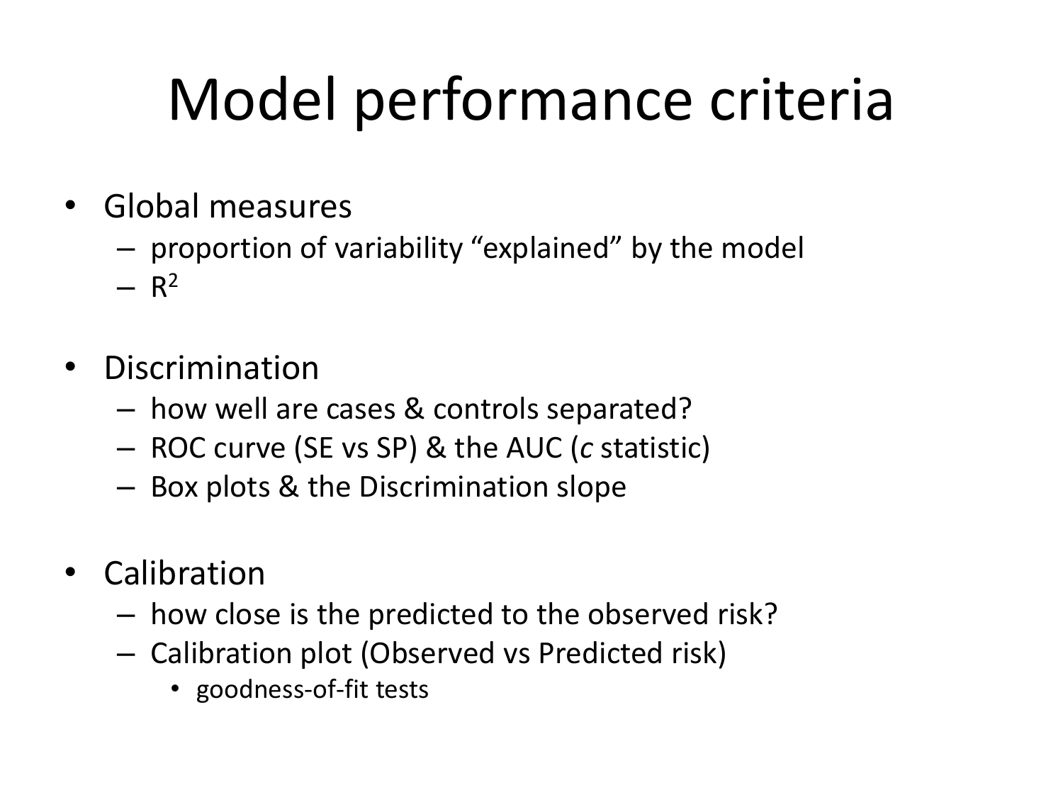# Model performance criteria

- Global measures
  - proportion of variability "explained" by the model
  - $R^2$

- Discrimination
  - how well are cases & controls separated?
  - ROC curve (SE vs SP) & the AUC (*c* statistic)
  - Box plots & the Discrimination slope

- Calibration
  - how close is the predicted to the observed risk?
  - Calibration plot (Observed vs Predicted risk)
    - goodness-of-fit tests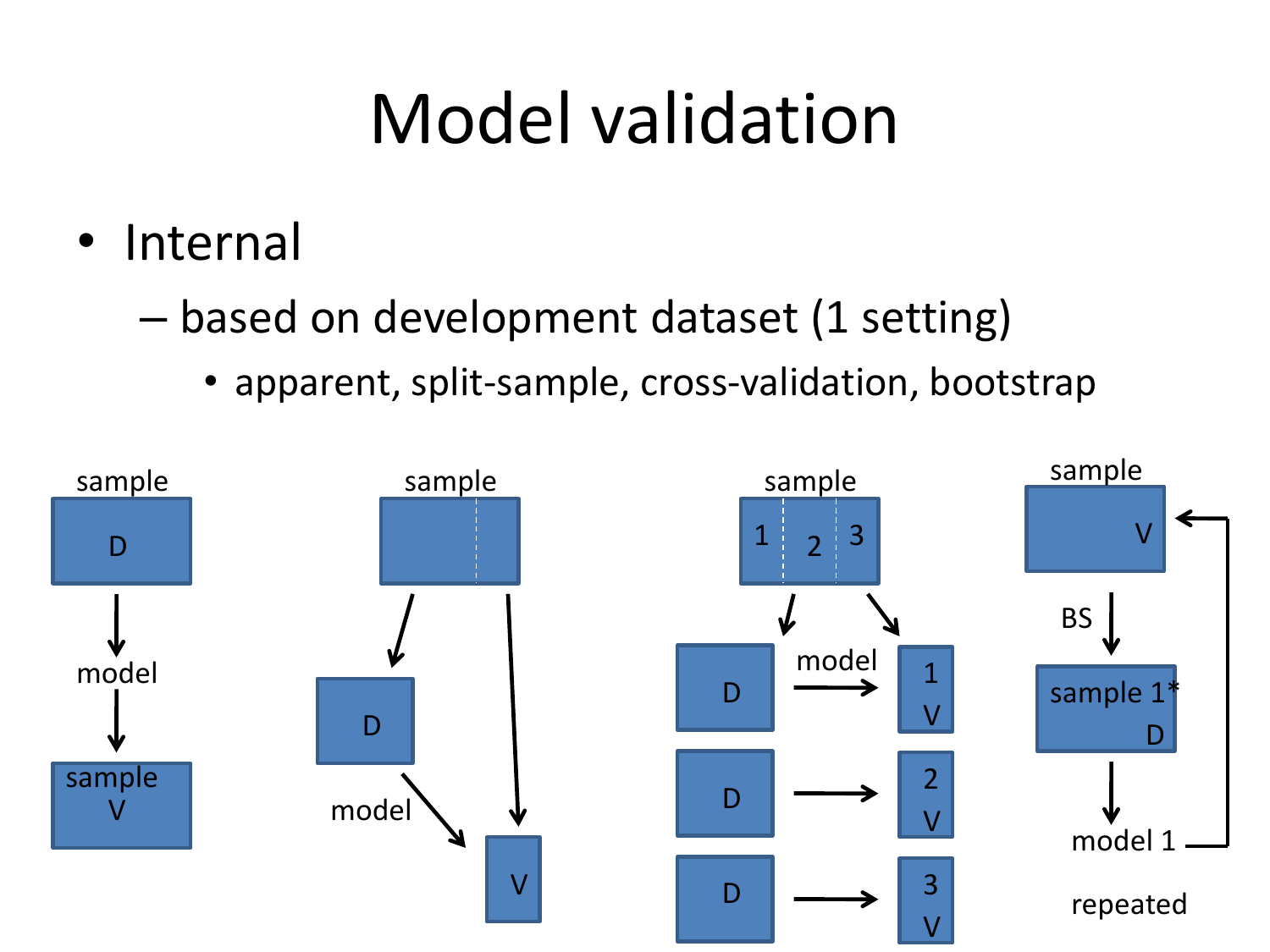# Model validation

- Internal
  - based on development dataset (1 setting)
    - apparent, split-sample, cross-validation, bootstrap

sample D → model → sample V

sample → D → model → V

sample 1 2 3 → D → model → 1 V; D → 2 V; D → 3 V

sample V → BS → sample 1* D → model 1 → (back to sample V)

repeated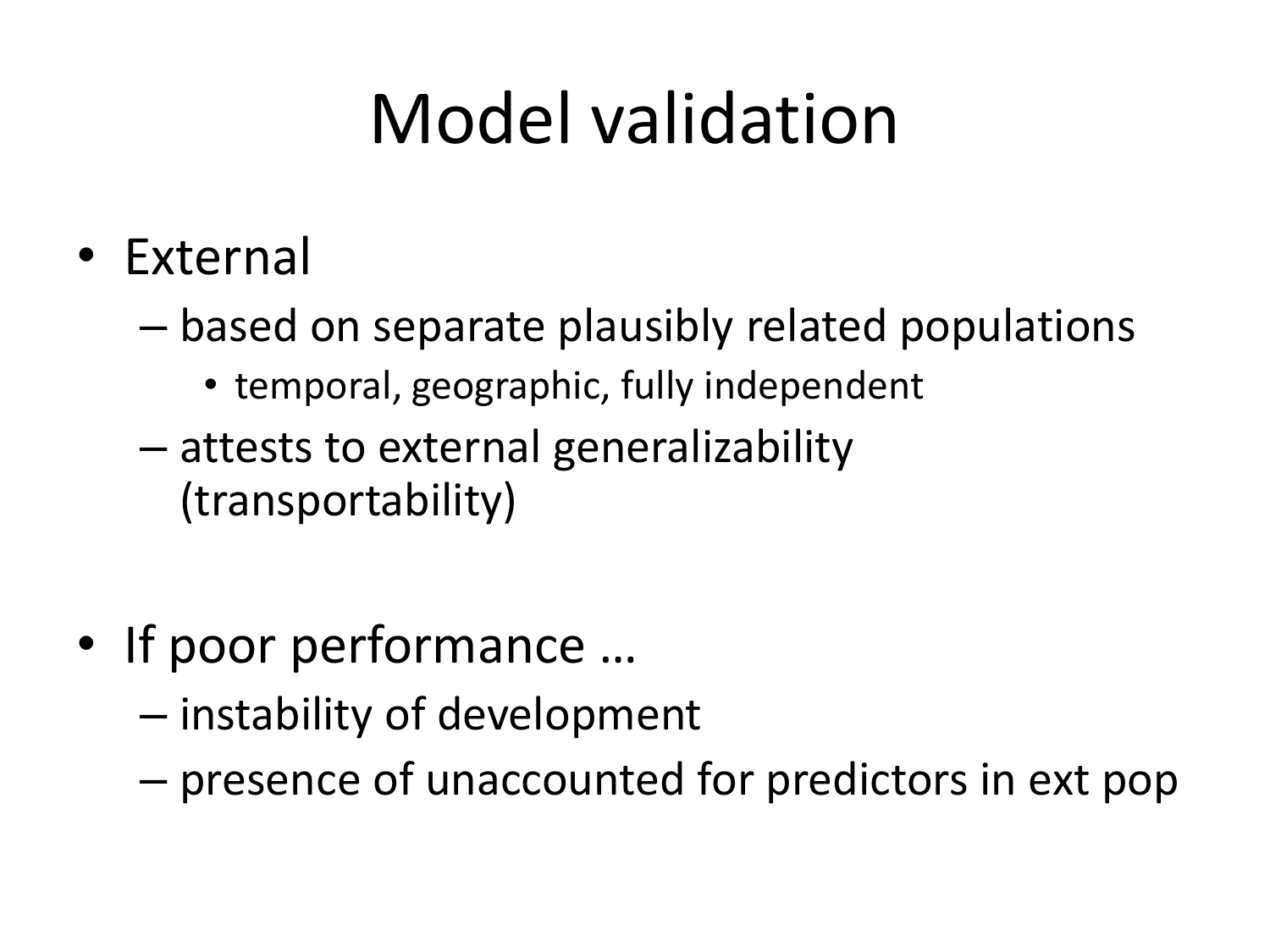# Model validation

- External
  - based on separate plausibly related populations
    - temporal, geographic, fully independent
  - attests to external generalizability (transportability)

- If poor performance …
  - instability of development
  - presence of unaccounted for predictors in ext pop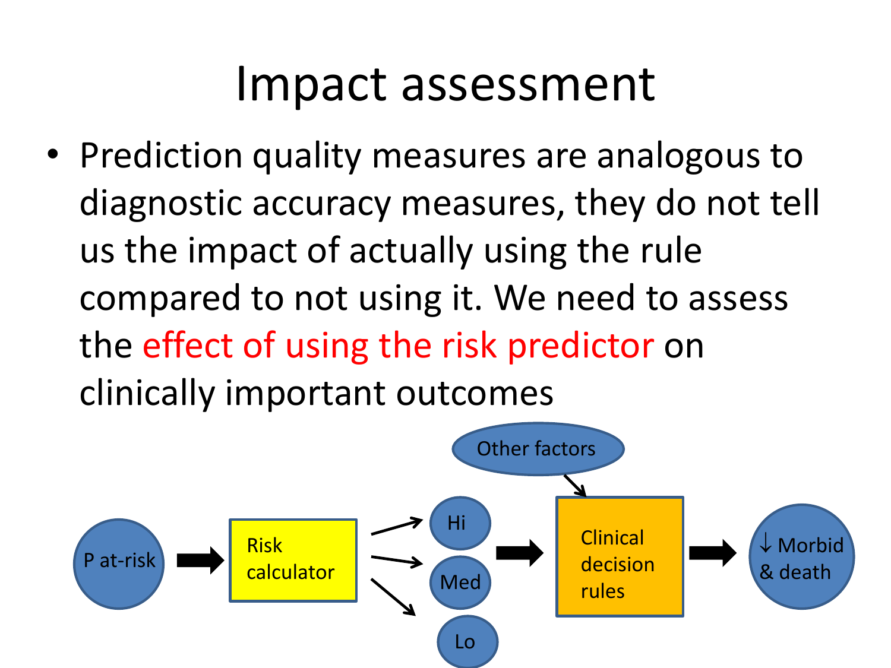# Impact assessment

- Prediction quality measures are analogous to diagnostic accuracy measures, they do not tell us the impact of actually using the rule compared to not using it. We need to assess the effect of using the risk predictor on clinically important outcomes

P at-risk → Risk calculator → Hi / Med / Lo → Clinical decision rules (← Other factors) → ↓ Morbid & death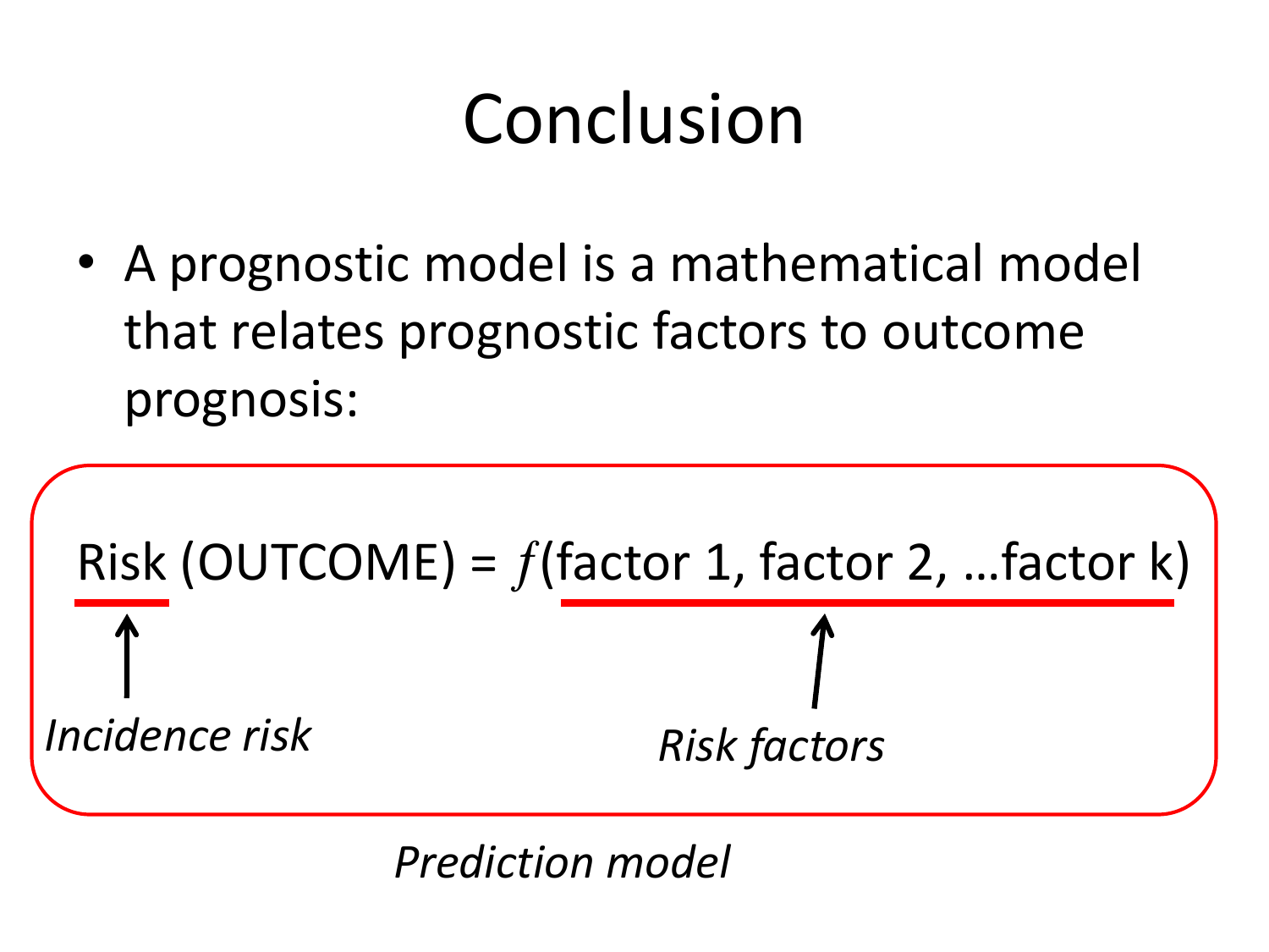# Conclusion

- A prognostic model is a mathematical model that relates prognostic factors to outcome prognosis:

$$\text{Risk (OUTCOME)} = f(\text{factor 1, factor 2, …factor k})$$

*Incidence risk* — *Risk factors*

*Prediction model*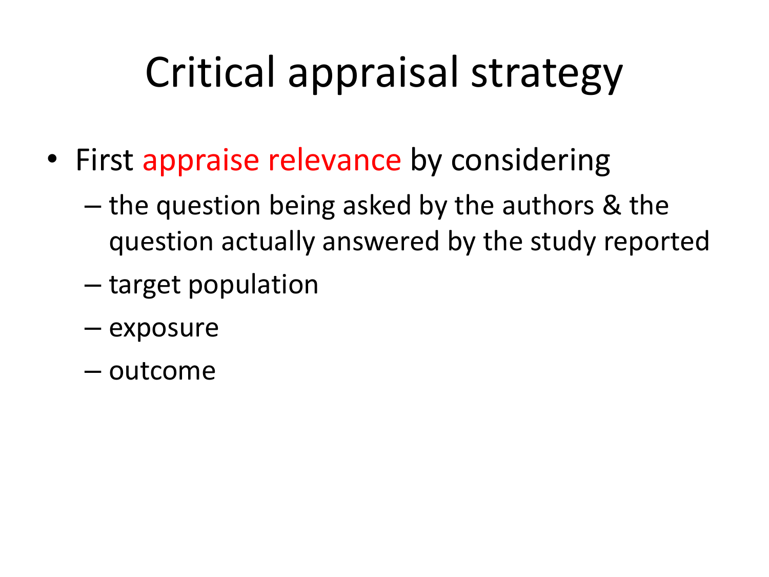# Critical appraisal strategy

- First appraise relevance by considering
  - the question being asked by the authors & the question actually answered by the study reported
  - target population
  - exposure
  - outcome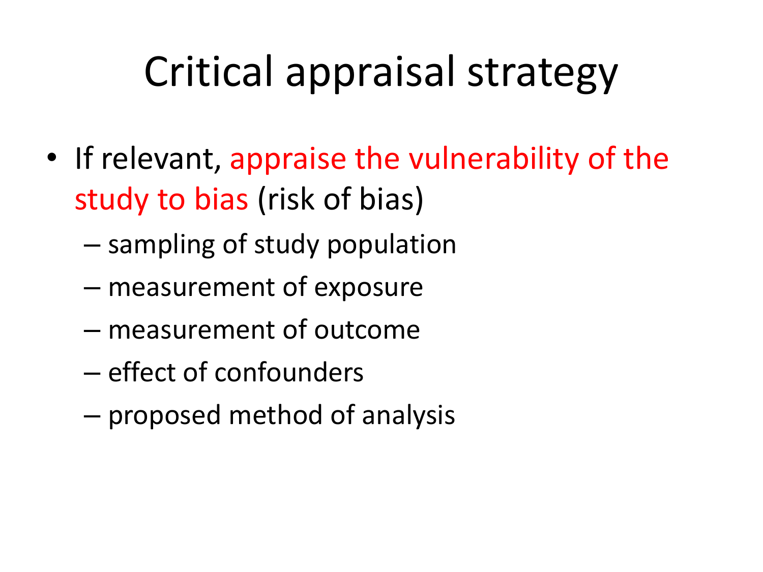# Critical appraisal strategy

- If relevant, appraise the vulnerability of the study to bias (risk of bias)
  - sampling of study population
  - measurement of exposure
  - measurement of outcome
  - effect of confounders
  - proposed method of analysis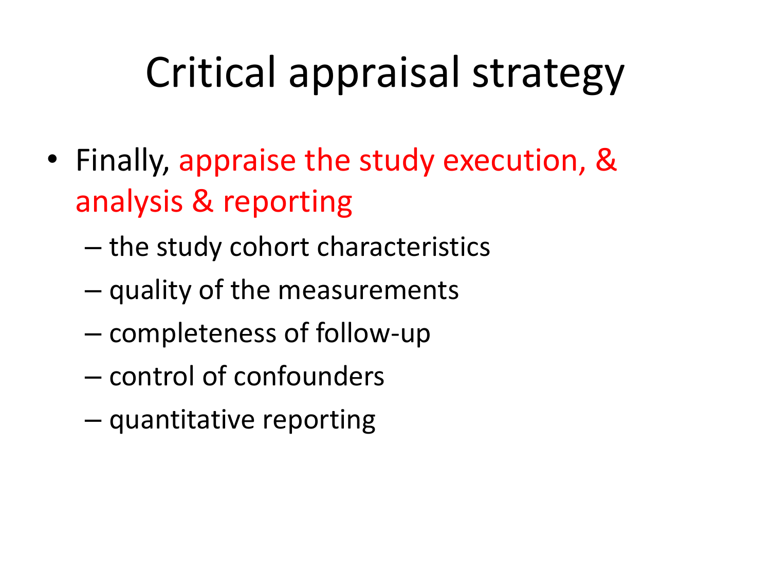# Critical appraisal strategy

- Finally, appraise the study execution, & analysis & reporting
  - the study cohort characteristics
  - quality of the measurements
  - completeness of follow-up
  - control of confounders
  - quantitative reporting